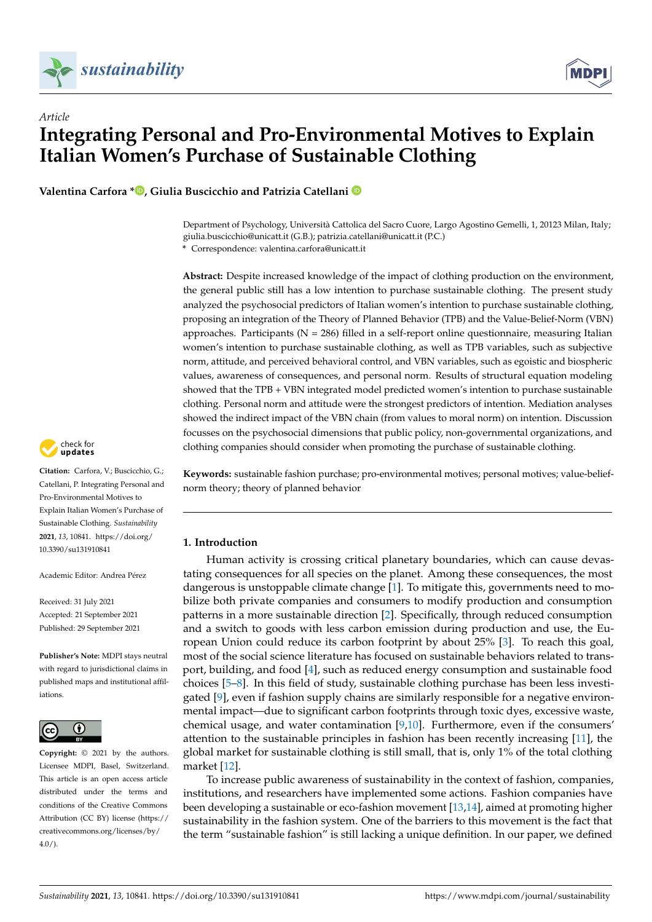*Article*

# Integrating Personal and Pro-Environmental Motives to Explain Italian Women's Purchase of Sustainable Clothing

**Valentina Carfora \*, Giulia Buscicchio and Patrizia Catellani**

Department of Psychology, Università Cattolica del Sacro Cuore, Largo Agostino Gemelli, 1, 20123 Milan, Italy; giulia.buscicchio@unicatt.it (G.B.); patrizia.catellani@unicatt.it (P.C.)
\* Correspondence: valentina.carfora@unicatt.it

**Abstract:** Despite increased knowledge of the impact of clothing production on the environment, the general public still has a low intention to purchase sustainable clothing. The present study analyzed the psychosocial predictors of Italian women's intention to purchase sustainable clothing, proposing an integration of the Theory of Planned Behavior (TPB) and the Value-Belief-Norm (VBN) approaches. Participants (N = 286) filled in a self-report online questionnaire, measuring Italian women's intention to purchase sustainable clothing, as well as TPB variables, such as subjective norm, attitude, and perceived behavioral control, and VBN variables, such as egoistic and biospheric values, awareness of consequences, and personal norm. Results of structural equation modeling showed that the TPB + VBN integrated model predicted women's intention to purchase sustainable clothing. Personal norm and attitude were the strongest predictors of intention. Mediation analyses showed the indirect impact of the VBN chain (from values to moral norm) on intention. Discussion focusses on the psychosocial dimensions that public policy, non-governmental organizations, and clothing companies should consider when promoting the purchase of sustainable clothing.

**Keywords:** sustainable fashion purchase; pro-environmental motives; personal motives; value-belief-norm theory; theory of planned behavior

**Citation:** Carfora, V.; Buscicchio, G.; Catellani, P. Integrating Personal and Pro-Environmental Motives to Explain Italian Women's Purchase of Sustainable Clothing. *Sustainability* **2021**, *13*, 10841. https://doi.org/10.3390/su131910841

Academic Editor: Andrea Pérez

Received: 31 July 2021
Accepted: 21 September 2021
Published: 29 September 2021

**Publisher's Note:** MDPI stays neutral with regard to jurisdictional claims in published maps and institutional affiliations.

**Copyright:** © 2021 by the authors. Licensee MDPI, Basel, Switzerland. This article is an open access article distributed under the terms and conditions of the Creative Commons Attribution (CC BY) license (https://creativecommons.org/licenses/by/4.0/).

## 1. Introduction

Human activity is crossing critical planetary boundaries, which can cause devastating consequences for all species on the planet. Among these consequences, the most dangerous is unstoppable climate change [1]. To mitigate this, governments need to mobilize both private companies and consumers to modify production and consumption patterns in a more sustainable direction [2]. Specifically, through reduced consumption and a switch to goods with less carbon emission during production and use, the European Union could reduce its carbon footprint by about 25% [3]. To reach this goal, most of the social science literature has focused on sustainable behaviors related to transport, building, and food [4], such as reduced energy consumption and sustainable food choices [5–8]. In this field of study, sustainable clothing purchase has been less investigated [9], even if fashion supply chains are similarly responsible for a negative environmental impact—due to significant carbon footprints through toxic dyes, excessive waste, chemical usage, and water contamination [9,10]. Furthermore, even if the consumers' attention to the sustainable principles in fashion has been recently increasing [11], the global market for sustainable clothing is still small, that is, only 1% of the total clothing market [12].

To increase public awareness of sustainability in the context of fashion, companies, institutions, and researchers have implemented some actions. Fashion companies have been developing a sustainable or eco-fashion movement [13,14], aimed at promoting higher sustainability in the fashion system. One of the barriers to this movement is the fact that the term "sustainable fashion" is still lacking a unique definition. In our paper, we defined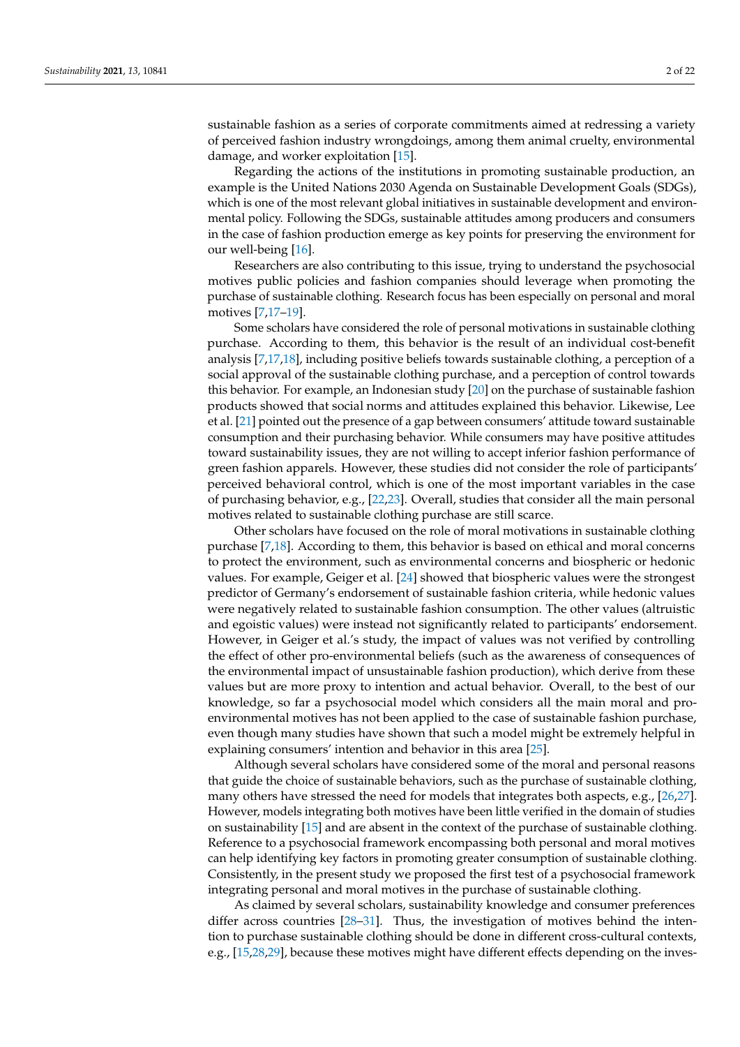sustainable fashion as a series of corporate commitments aimed at redressing a variety of perceived fashion industry wrongdoings, among them animal cruelty, environmental damage, and worker exploitation [15].

Regarding the actions of the institutions in promoting sustainable production, an example is the United Nations 2030 Agenda on Sustainable Development Goals (SDGs), which is one of the most relevant global initiatives in sustainable development and environmental policy. Following the SDGs, sustainable attitudes among producers and consumers in the case of fashion production emerge as key points for preserving the environment for our well-being [16].

Researchers are also contributing to this issue, trying to understand the psychosocial motives public policies and fashion companies should leverage when promoting the purchase of sustainable clothing. Research focus has been especially on personal and moral motives [7,17–19].

Some scholars have considered the role of personal motivations in sustainable clothing purchase. According to them, this behavior is the result of an individual cost-benefit analysis [7,17,18], including positive beliefs towards sustainable clothing, a perception of a social approval of the sustainable clothing purchase, and a perception of control towards this behavior. For example, an Indonesian study [20] on the purchase of sustainable fashion products showed that social norms and attitudes explained this behavior. Likewise, Lee et al. [21] pointed out the presence of a gap between consumers' attitude toward sustainable consumption and their purchasing behavior. While consumers may have positive attitudes toward sustainability issues, they are not willing to accept inferior fashion performance of green fashion apparels. However, these studies did not consider the role of participants' perceived behavioral control, which is one of the most important variables in the case of purchasing behavior, e.g., [22,23]. Overall, studies that consider all the main personal motives related to sustainable clothing purchase are still scarce.

Other scholars have focused on the role of moral motivations in sustainable clothing purchase [7,18]. According to them, this behavior is based on ethical and moral concerns to protect the environment, such as environmental concerns and biospheric or hedonic values. For example, Geiger et al. [24] showed that biospheric values were the strongest predictor of Germany's endorsement of sustainable fashion criteria, while hedonic values were negatively related to sustainable fashion consumption. The other values (altruistic and egoistic values) were instead not significantly related to participants' endorsement. However, in Geiger et al.'s study, the impact of values was not verified by controlling the effect of other pro-environmental beliefs (such as the awareness of consequences of the environmental impact of unsustainable fashion production), which derive from these values but are more proxy to intention and actual behavior. Overall, to the best of our knowledge, so far a psychosocial model which considers all the main moral and pro-environmental motives has not been applied to the case of sustainable fashion purchase, even though many studies have shown that such a model might be extremely helpful in explaining consumers' intention and behavior in this area [25].

Although several scholars have considered some of the moral and personal reasons that guide the choice of sustainable behaviors, such as the purchase of sustainable clothing, many others have stressed the need for models that integrates both aspects, e.g., [26,27]. However, models integrating both motives have been little verified in the domain of studies on sustainability [15] and are absent in the context of the purchase of sustainable clothing. Reference to a psychosocial framework encompassing both personal and moral motives can help identifying key factors in promoting greater consumption of sustainable clothing. Consistently, in the present study we proposed the first test of a psychosocial framework integrating personal and moral motives in the purchase of sustainable clothing.

As claimed by several scholars, sustainability knowledge and consumer preferences differ across countries [28–31]. Thus, the investigation of motives behind the intention to purchase sustainable clothing should be done in different cross-cultural contexts, e.g., [15,28,29], because these motives might have different effects depending on the inves-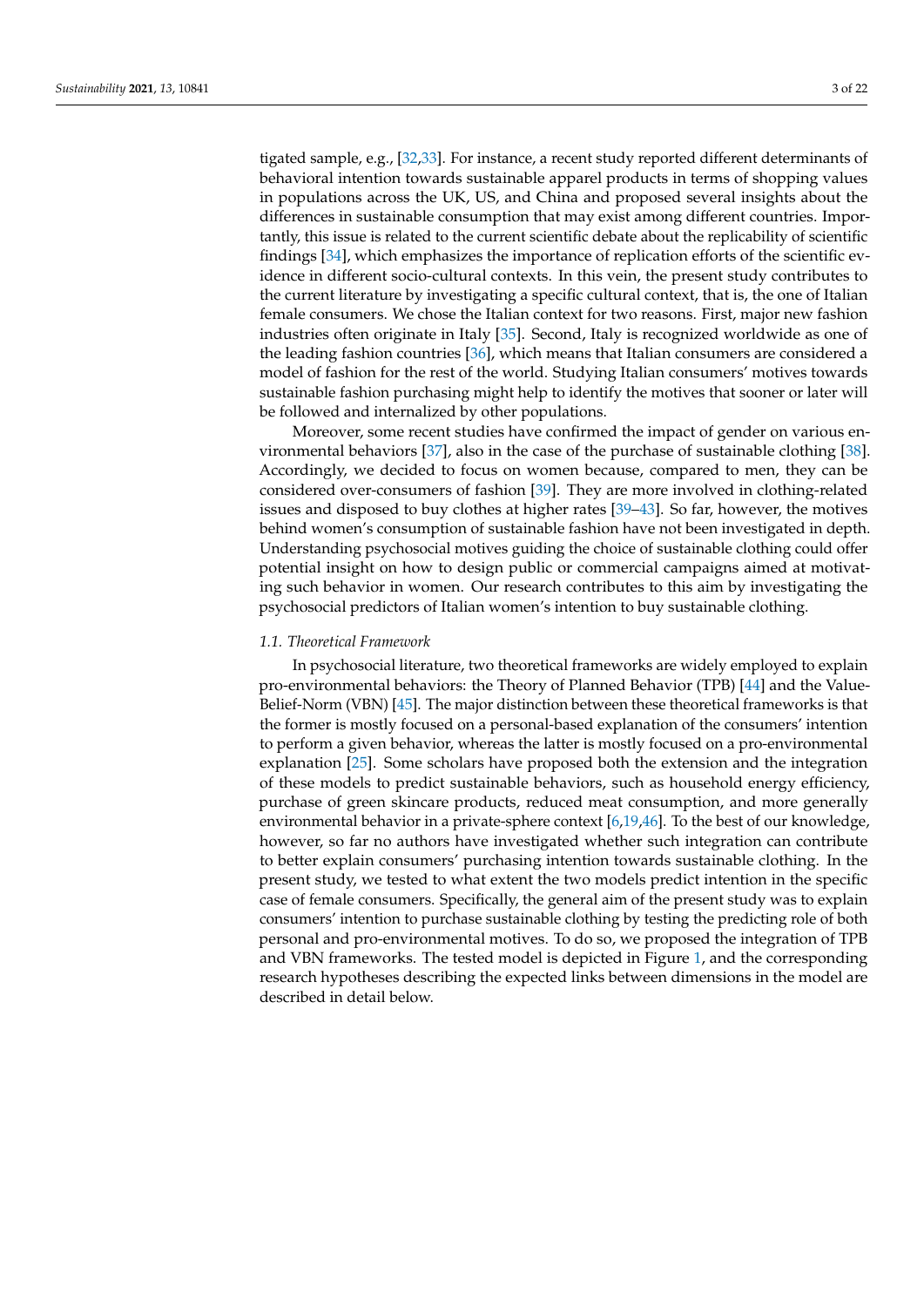tigated sample, e.g., [32,33]. For instance, a recent study reported different determinants of behavioral intention towards sustainable apparel products in terms of shopping values in populations across the UK, US, and China and proposed several insights about the differences in sustainable consumption that may exist among different countries. Importantly, this issue is related to the current scientific debate about the replicability of scientific findings [34], which emphasizes the importance of replication efforts of the scientific evidence in different socio-cultural contexts. In this vein, the present study contributes to the current literature by investigating a specific cultural context, that is, the one of Italian female consumers. We chose the Italian context for two reasons. First, major new fashion industries often originate in Italy [35]. Second, Italy is recognized worldwide as one of the leading fashion countries [36], which means that Italian consumers are considered a model of fashion for the rest of the world. Studying Italian consumers' motives towards sustainable fashion purchasing might help to identify the motives that sooner or later will be followed and internalized by other populations.

Moreover, some recent studies have confirmed the impact of gender on various environmental behaviors [37], also in the case of the purchase of sustainable clothing [38]. Accordingly, we decided to focus on women because, compared to men, they can be considered over-consumers of fashion [39]. They are more involved in clothing-related issues and disposed to buy clothes at higher rates [39–43]. So far, however, the motives behind women's consumption of sustainable fashion have not been investigated in depth. Understanding psychosocial motives guiding the choice of sustainable clothing could offer potential insight on how to design public or commercial campaigns aimed at motivating such behavior in women. Our research contributes to this aim by investigating the psychosocial predictors of Italian women's intention to buy sustainable clothing.

### *1.1. Theoretical Framework*

In psychosocial literature, two theoretical frameworks are widely employed to explain pro-environmental behaviors: the Theory of Planned Behavior (TPB) [44] and the Value-Belief-Norm (VBN) [45]. The major distinction between these theoretical frameworks is that the former is mostly focused on a personal-based explanation of the consumers' intention to perform a given behavior, whereas the latter is mostly focused on a pro-environmental explanation [25]. Some scholars have proposed both the extension and the integration of these models to predict sustainable behaviors, such as household energy efficiency, purchase of green skincare products, reduced meat consumption, and more generally environmental behavior in a private-sphere context [6,19,46]. To the best of our knowledge, however, so far no authors have investigated whether such integration can contribute to better explain consumers' purchasing intention towards sustainable clothing. In the present study, we tested to what extent the two models predict intention in the specific case of female consumers. Specifically, the general aim of the present study was to explain consumers' intention to purchase sustainable clothing by testing the predicting role of both personal and pro-environmental motives. To do so, we proposed the integration of TPB and VBN frameworks. The tested model is depicted in Figure 1, and the corresponding research hypotheses describing the expected links between dimensions in the model are described in detail below.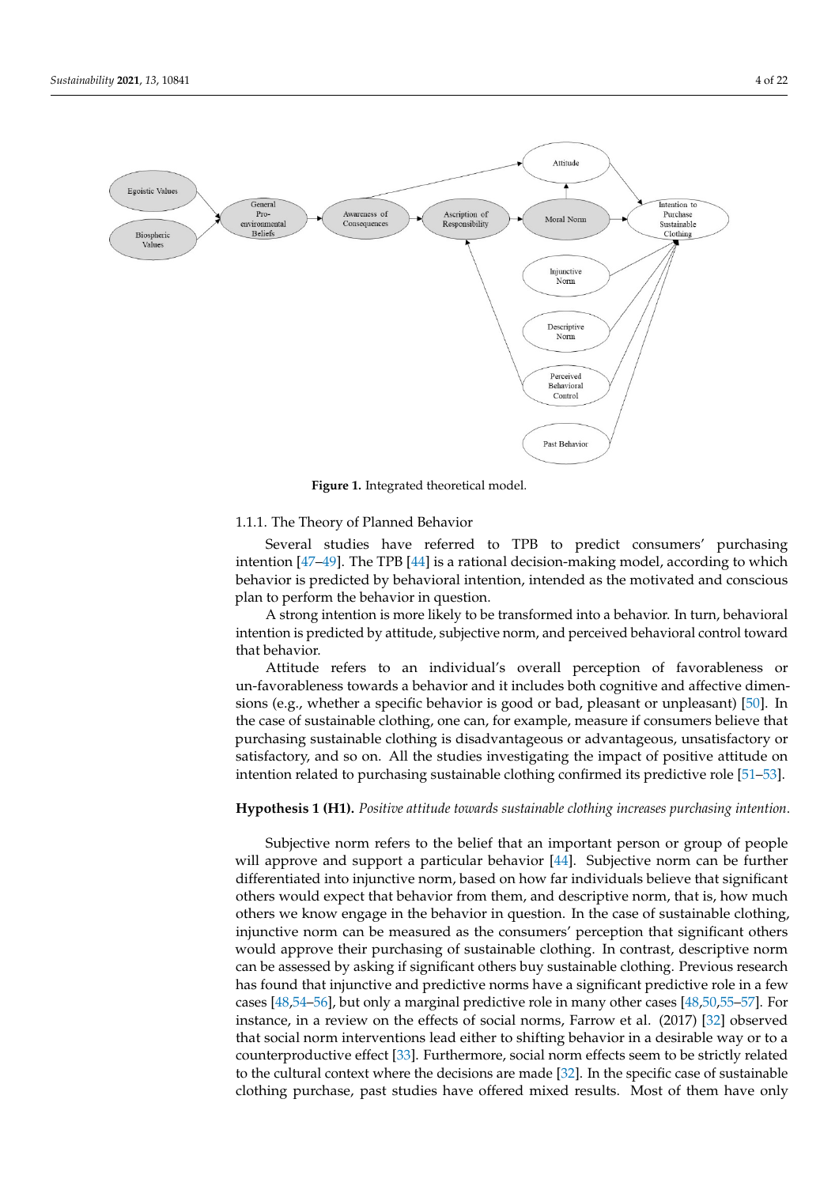**Figure 1.** Integrated theoretical model.

#### 1.1.1. The Theory of Planned Behavior

Several studies have referred to TPB to predict consumers' purchasing intention [47–49]. The TPB [44] is a rational decision-making model, according to which behavior is predicted by behavioral intention, intended as the motivated and conscious plan to perform the behavior in question.

A strong intention is more likely to be transformed into a behavior. In turn, behavioral intention is predicted by attitude, subjective norm, and perceived behavioral control toward that behavior.

Attitude refers to an individual's overall perception of favorableness or un-favorableness towards a behavior and it includes both cognitive and affective dimensions (e.g., whether a specific behavior is good or bad, pleasant or unpleasant) [50]. In the case of sustainable clothing, one can, for example, measure if consumers believe that purchasing sustainable clothing is disadvantageous or advantageous, unsatisfactory or satisfactory, and so on. All the studies investigating the impact of positive attitude on intention related to purchasing sustainable clothing confirmed its predictive role [51–53].

**Hypothesis 1 (H1).** *Positive attitude towards sustainable clothing increases purchasing intention.*

Subjective norm refers to the belief that an important person or group of people will approve and support a particular behavior [44]. Subjective norm can be further differentiated into injunctive norm, based on how far individuals believe that significant others would expect that behavior from them, and descriptive norm, that is, how much others we know engage in the behavior in question. In the case of sustainable clothing, injunctive norm can be measured as the consumers' perception that significant others would approve their purchasing of sustainable clothing. In contrast, descriptive norm can be assessed by asking if significant others buy sustainable clothing. Previous research has found that injunctive and predictive norms have a significant predictive role in a few cases [48,54–56], but only a marginal predictive role in many other cases [48,50,55–57]. For instance, in a review on the effects of social norms, Farrow et al. (2017) [32] observed that social norm interventions lead either to shifting behavior in a desirable way or to a counterproductive effect [33]. Furthermore, social norm effects seem to be strictly related to the cultural context where the decisions are made [32]. In the specific case of sustainable clothing purchase, past studies have offered mixed results. Most of them have only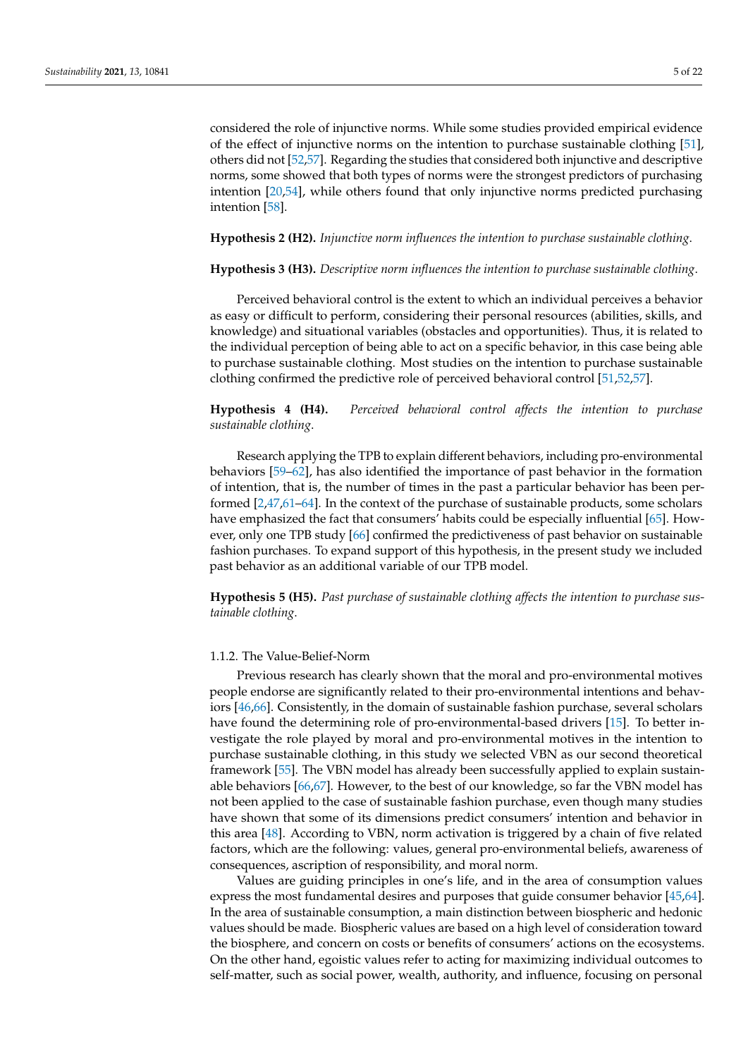considered the role of injunctive norms. While some studies provided empirical evidence of the effect of injunctive norms on the intention to purchase sustainable clothing [51], others did not [52,57]. Regarding the studies that considered both injunctive and descriptive norms, some showed that both types of norms were the strongest predictors of purchasing intention [20,54], while others found that only injunctive norms predicted purchasing intention [58].

**Hypothesis 2 (H2).** *Injunctive norm influences the intention to purchase sustainable clothing.*

**Hypothesis 3 (H3).** *Descriptive norm influences the intention to purchase sustainable clothing.*

Perceived behavioral control is the extent to which an individual perceives a behavior as easy or difficult to perform, considering their personal resources (abilities, skills, and knowledge) and situational variables (obstacles and opportunities). Thus, it is related to the individual perception of being able to act on a specific behavior, in this case being able to purchase sustainable clothing. Most studies on the intention to purchase sustainable clothing confirmed the predictive role of perceived behavioral control [51,52,57].

**Hypothesis 4 (H4).** *Perceived behavioral control affects the intention to purchase sustainable clothing.*

Research applying the TPB to explain different behaviors, including pro-environmental behaviors [59–62], has also identified the importance of past behavior in the formation of intention, that is, the number of times in the past a particular behavior has been performed [2,47,61–64]. In the context of the purchase of sustainable products, some scholars have emphasized the fact that consumers' habits could be especially influential [65]. However, only one TPB study [66] confirmed the predictiveness of past behavior on sustainable fashion purchases. To expand support of this hypothesis, in the present study we included past behavior as an additional variable of our TPB model.

**Hypothesis 5 (H5).** *Past purchase of sustainable clothing affects the intention to purchase sustainable clothing.*

#### 1.1.2. The Value-Belief-Norm

Previous research has clearly shown that the moral and pro-environmental motives people endorse are significantly related to their pro-environmental intentions and behaviors [46,66]. Consistently, in the domain of sustainable fashion purchase, several scholars have found the determining role of pro-environmental-based drivers [15]. To better investigate the role played by moral and pro-environmental motives in the intention to purchase sustainable clothing, in this study we selected VBN as our second theoretical framework [55]. The VBN model has already been successfully applied to explain sustainable behaviors [66,67]. However, to the best of our knowledge, so far the VBN model has not been applied to the case of sustainable fashion purchase, even though many studies have shown that some of its dimensions predict consumers' intention and behavior in this area [48]. According to VBN, norm activation is triggered by a chain of five related factors, which are the following: values, general pro-environmental beliefs, awareness of consequences, ascription of responsibility, and moral norm.

Values are guiding principles in one's life, and in the area of consumption values express the most fundamental desires and purposes that guide consumer behavior [45,64]. In the area of sustainable consumption, a main distinction between biospheric and hedonic values should be made. Biospheric values are based on a high level of consideration toward the biosphere, and concern on costs or benefits of consumers' actions on the ecosystems. On the other hand, egoistic values refer to acting for maximizing individual outcomes to self-matter, such as social power, wealth, authority, and influence, focusing on personal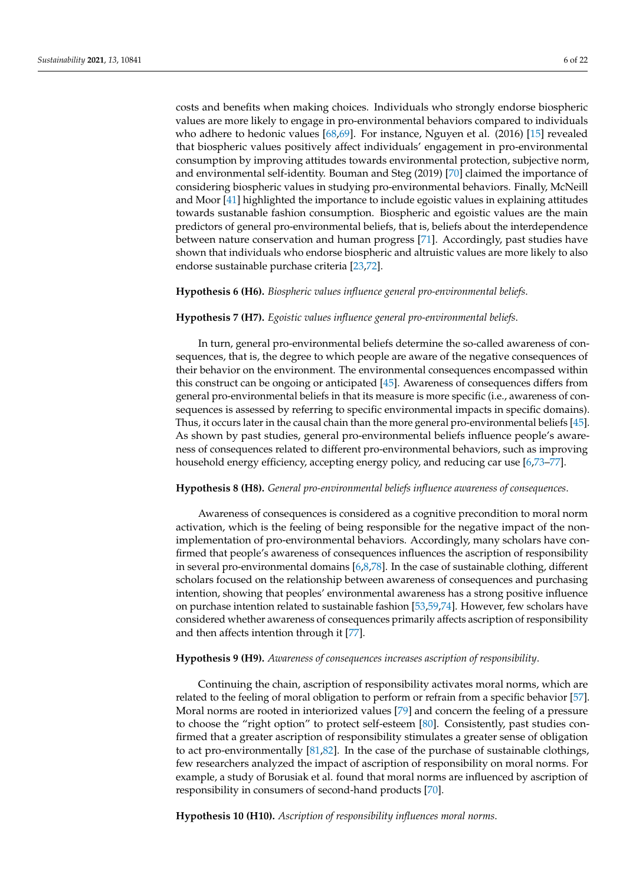costs and benefits when making choices. Individuals who strongly endorse biospheric values are more likely to engage in pro-environmental behaviors compared to individuals who adhere to hedonic values [68,69]. For instance, Nguyen et al. (2016) [15] revealed that biospheric values positively affect individuals' engagement in pro-environmental consumption by improving attitudes towards environmental protection, subjective norm, and environmental self-identity. Bouman and Steg (2019) [70] claimed the importance of considering biospheric values in studying pro-environmental behaviors. Finally, McNeill and Moor [41] highlighted the importance to include egoistic values in explaining attitudes towards sustanable fashion consumption. Biospheric and egoistic values are the main predictors of general pro-environmental beliefs, that is, beliefs about the interdependence between nature conservation and human progress [71]. Accordingly, past studies have shown that individuals who endorse biospheric and altruistic values are more likely to also endorse sustainable purchase criteria [23,72].

**Hypothesis 6 (H6).** *Biospheric values influence general pro-environmental beliefs.*

**Hypothesis 7 (H7).** *Egoistic values influence general pro-environmental beliefs.*

In turn, general pro-environmental beliefs determine the so-called awareness of consequences, that is, the degree to which people are aware of the negative consequences of their behavior on the environment. The environmental consequences encompassed within this construct can be ongoing or anticipated [45]. Awareness of consequences differs from general pro-environmental beliefs in that its measure is more specific (i.e., awareness of consequences is assessed by referring to specific environmental impacts in specific domains). Thus, it occurs later in the causal chain than the more general pro-environmental beliefs [45]. As shown by past studies, general pro-environmental beliefs influence people's awareness of consequences related to different pro-environmental behaviors, such as improving household energy efficiency, accepting energy policy, and reducing car use [6,73–77].

**Hypothesis 8 (H8).** *General pro-environmental beliefs influence awareness of consequences.*

Awareness of consequences is considered as a cognitive precondition to moral norm activation, which is the feeling of being responsible for the negative impact of the non-implementation of pro-environmental behaviors. Accordingly, many scholars have confirmed that people's awareness of consequences influences the ascription of responsibility in several pro-environmental domains [6,8,78]. In the case of sustainable clothing, different scholars focused on the relationship between awareness of consequences and purchasing intention, showing that peoples' environmental awareness has a strong positive influence on purchase intention related to sustainable fashion [53,59,74]. However, few scholars have considered whether awareness of consequences primarily affects ascription of responsibility and then affects intention through it [77].

**Hypothesis 9 (H9).** *Awareness of consequences increases ascription of responsibility.*

Continuing the chain, ascription of responsibility activates moral norms, which are related to the feeling of moral obligation to perform or refrain from a specific behavior [57]. Moral norms are rooted in interiorized values [79] and concern the feeling of a pressure to choose the "right option" to protect self-esteem [80]. Consistently, past studies confirmed that a greater ascription of responsibility stimulates a greater sense of obligation to act pro-environmentally [81,82]. In the case of the purchase of sustainable clothings, few researchers analyzed the impact of ascription of responsibility on moral norms. For example, a study of Borusiak et al. found that moral norms are influenced by ascription of responsibility in consumers of second-hand products [70].

**Hypothesis 10 (H10).** *Ascription of responsibility influences moral norms.*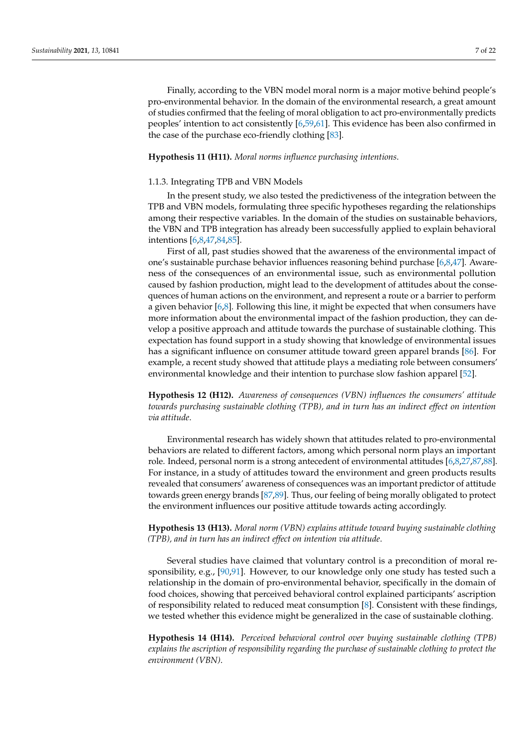Finally, according to the VBN model moral norm is a major motive behind people's pro-environmental behavior. In the domain of the environmental research, a great amount of studies confirmed that the feeling of moral obligation to act pro-environmentally predicts peoples' intention to act consistently [6,59,61]. This evidence has been also confirmed in the case of the purchase eco-friendly clothing [83].

**Hypothesis 11 (H11).** *Moral norms influence purchasing intentions.*

#### 1.1.3. Integrating TPB and VBN Models

In the present study, we also tested the predictiveness of the integration between the TPB and VBN models, formulating three specific hypotheses regarding the relationships among their respective variables. In the domain of the studies on sustainable behaviors, the VBN and TPB integration has already been successfully applied to explain behavioral intentions [6,8,47,84,85].

First of all, past studies showed that the awareness of the environmental impact of one's sustainable purchase behavior influences reasoning behind purchase [6,8,47]. Awareness of the consequences of an environmental issue, such as environmental pollution caused by fashion production, might lead to the development of attitudes about the consequences of human actions on the environment, and represent a route or a barrier to perform a given behavior [6,8]. Following this line, it might be expected that when consumers have more information about the environmental impact of the fashion production, they can develop a positive approach and attitude towards the purchase of sustainable clothing. This expectation has found support in a study showing that knowledge of environmental issues has a significant influence on consumer attitude toward green apparel brands [86]. For example, a recent study showed that attitude plays a mediating role between consumers' environmental knowledge and their intention to purchase slow fashion apparel [52].

**Hypothesis 12 (H12).** *Awareness of consequences (VBN) influences the consumers' attitude towards purchasing sustainable clothing (TPB), and in turn has an indirect effect on intention via attitude.*

Environmental research has widely shown that attitudes related to pro-environmental behaviors are related to different factors, among which personal norm plays an important role. Indeed, personal norm is a strong antecedent of environmental attitudes [6,8,27,87,88]. For instance, in a study of attitudes toward the environment and green products results revealed that consumers' awareness of consequences was an important predictor of attitude towards green energy brands [87,89]. Thus, our feeling of being morally obligated to protect the environment influences our positive attitude towards acting accordingly.

**Hypothesis 13 (H13).** *Moral norm (VBN) explains attitude toward buying sustainable clothing (TPB), and in turn has an indirect effect on intention via attitude.*

Several studies have claimed that voluntary control is a precondition of moral responsibility, e.g., [90,91]. However, to our knowledge only one study has tested such a relationship in the domain of pro-environmental behavior, specifically in the domain of food choices, showing that perceived behavioral control explained participants' ascription of responsibility related to reduced meat consumption [8]. Consistent with these findings, we tested whether this evidence might be generalized in the case of sustainable clothing.

**Hypothesis 14 (H14).** *Perceived behavioral control over buying sustainable clothing (TPB) explains the ascription of responsibility regarding the purchase of sustainable clothing to protect the environment (VBN).*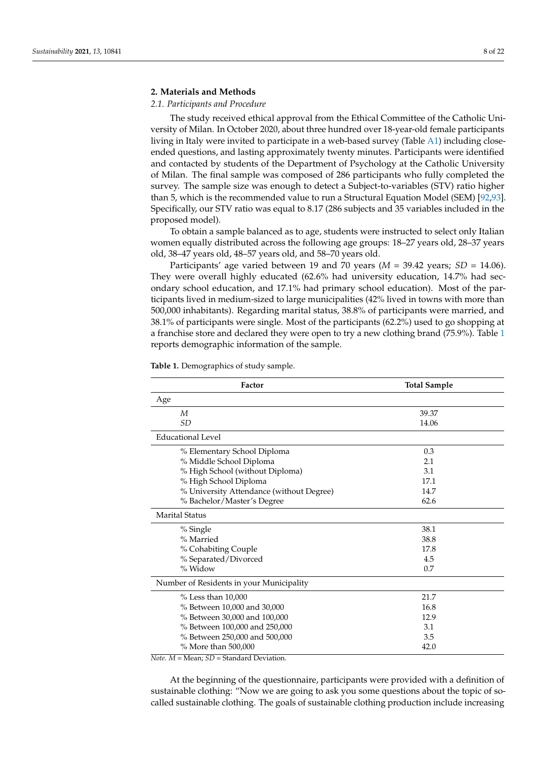## 2. Materials and Methods

### 2.1. Participants and Procedure

The study received ethical approval from the Ethical Committee of the Catholic University of Milan. In October 2020, about three hundred over 18-year-old female participants living in Italy were invited to participate in a web-based survey (Table A1) including close-ended questions, and lasting approximately twenty minutes. Participants were identified and contacted by students of the Department of Psychology at the Catholic University of Milan. The final sample was composed of 286 participants who fully completed the survey. The sample size was enough to detect a Subject-to-variables (STV) ratio higher than 5, which is the recommended value to run a Structural Equation Model (SEM) [92,93]. Specifically, our STV ratio was equal to 8.17 (286 subjects and 35 variables included in the proposed model).

To obtain a sample balanced as to age, students were instructed to select only Italian women equally distributed across the following age groups: 18–27 years old, 28–37 years old, 38–47 years old, 48–57 years old, and 58–70 years old.

Participants' age varied between 19 and 70 years ($M$ = 39.42 years; $SD$ = 14.06). They were overall highly educated (62.6% had university education, 14.7% had secondary school education, and 17.1% had primary school education). Most of the participants lived in medium-sized to large municipalities (42% lived in towns with more than 500,000 inhabitants). Regarding marital status, 38.8% of participants were married, and 38.1% of participants were single. Most of the participants (62.2%) used to go shopping at a franchise store and declared they were open to try a new clothing brand (75.9%). Table 1 reports demographic information of the sample.

**Table 1.** Demographics of study sample.

| Factor | Total Sample |
|---|---|
| Age | |
| *M* | 39.37 |
| *SD* | 14.06 |
| Educational Level | |
| % Elementary School Diploma | 0.3 |
| % Middle School Diploma | 2.1 |
| % High School (without Diploma) | 3.1 |
| % High School Diploma | 17.1 |
| % University Attendance (without Degree) | 14.7 |
| % Bachelor/Master's Degree | 62.6 |
| Marital Status | |
| % Single | 38.1 |
| % Married | 38.8 |
| % Cohabiting Couple | 17.8 |
| % Separated/Divorced | 4.5 |
| % Widow | 0.7 |
| Number of Residents in your Municipality | |
| % Less than 10,000 | 21.7 |
| % Between 10,000 and 30,000 | 16.8 |
| % Between 30,000 and 100,000 | 12.9 |
| % Between 100,000 and 250,000 | 3.1 |
| % Between 250,000 and 500,000 | 3.5 |
| % More than 500,000 | 42.0 |

*Note. M* = Mean; *SD* = Standard Deviation.

At the beginning of the questionnaire, participants were provided with a definition of sustainable clothing: "Now we are going to ask you some questions about the topic of so-called sustainable clothing. The goals of sustainable clothing production include increasing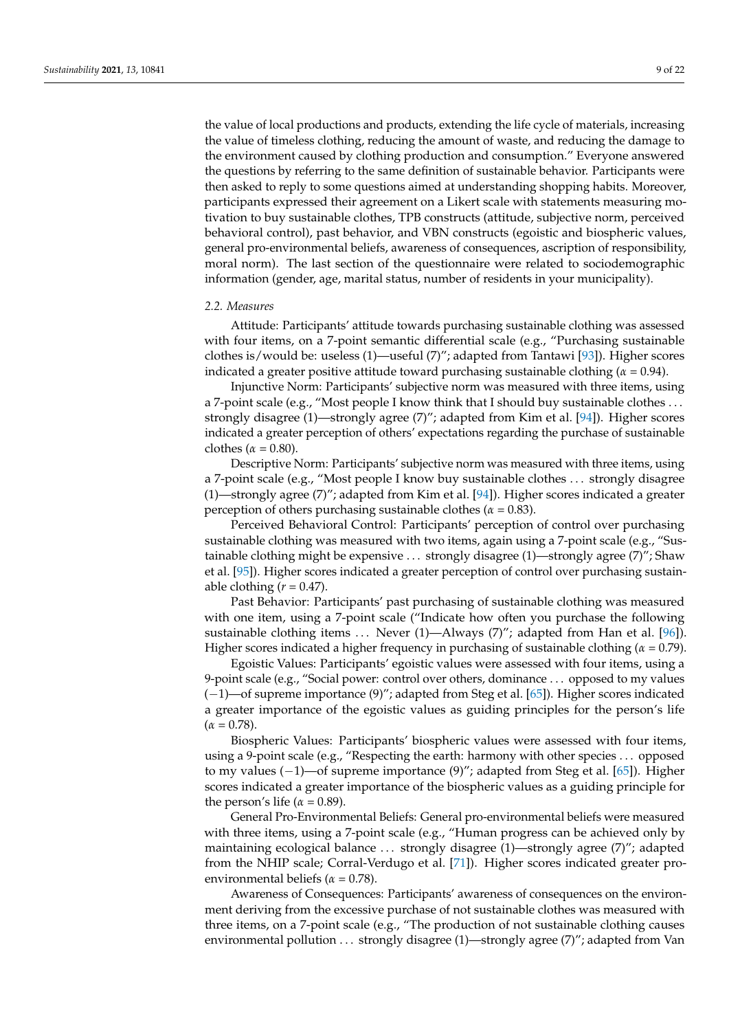the value of local productions and products, extending the life cycle of materials, increasing the value of timeless clothing, reducing the amount of waste, and reducing the damage to the environment caused by clothing production and consumption." Everyone answered the questions by referring to the same definition of sustainable behavior. Participants were then asked to reply to some questions aimed at understanding shopping habits. Moreover, participants expressed their agreement on a Likert scale with statements measuring motivation to buy sustainable clothes, TPB constructs (attitude, subjective norm, perceived behavioral control), past behavior, and VBN constructs (egoistic and biospheric values, general pro-environmental beliefs, awareness of consequences, ascription of responsibility, moral norm). The last section of the questionnaire were related to sociodemographic information (gender, age, marital status, number of residents in your municipality).

### *2.2. Measures*

Attitude: Participants' attitude towards purchasing sustainable clothing was assessed with four items, on a 7-point semantic differential scale (e.g., "Purchasing sustainable clothes is/would be: useless (1)—useful (7)"; adapted from Tantawi [93]). Higher scores indicated a greater positive attitude toward purchasing sustainable clothing ($\alpha$ = 0.94).

Injunctive Norm: Participants' subjective norm was measured with three items, using a 7-point scale (e.g., "Most people I know think that I should buy sustainable clothes . . . strongly disagree (1)—strongly agree (7)"; adapted from Kim et al. [94]). Higher scores indicated a greater perception of others' expectations regarding the purchase of sustainable clothes ($\alpha$ = 0.80).

Descriptive Norm: Participants' subjective norm was measured with three items, using a 7-point scale (e.g., "Most people I know buy sustainable clothes . . . strongly disagree (1)—strongly agree (7)"; adapted from Kim et al. [94]). Higher scores indicated a greater perception of others purchasing sustainable clothes ($\alpha$ = 0.83).

Perceived Behavioral Control: Participants' perception of control over purchasing sustainable clothing was measured with two items, again using a 7-point scale (e.g., "Sustainable clothing might be expensive . . . strongly disagree (1)—strongly agree (7)"; Shaw et al. [95]). Higher scores indicated a greater perception of control over purchasing sustainable clothing ($r$ = 0.47).

Past Behavior: Participants' past purchasing of sustainable clothing was measured with one item, using a 7-point scale ("Indicate how often you purchase the following sustainable clothing items . . . Never (1)—Always (7)"; adapted from Han et al. [96]). Higher scores indicated a higher frequency in purchasing of sustainable clothing ($\alpha$ = 0.79).

Egoistic Values: Participants' egoistic values were assessed with four items, using a 9-point scale (e.g., "Social power: control over others, dominance . . . opposed to my values (−1)—of supreme importance (9)"; adapted from Steg et al. [65]). Higher scores indicated a greater importance of the egoistic values as guiding principles for the person's life ($\alpha$ = 0.78).

Biospheric Values: Participants' biospheric values were assessed with four items, using a 9-point scale (e.g., "Respecting the earth: harmony with other species . . . opposed to my values (−1)—of supreme importance (9)"; adapted from Steg et al. [65]). Higher scores indicated a greater importance of the biospheric values as a guiding principle for the person's life ($\alpha$ = 0.89).

General Pro-Environmental Beliefs: General pro-environmental beliefs were measured with three items, using a 7-point scale (e.g., "Human progress can be achieved only by maintaining ecological balance . . . strongly disagree (1)—strongly agree (7)"; adapted from the NHIP scale; Corral-Verdugo et al. [71]). Higher scores indicated greater pro-environmental beliefs ($\alpha$ = 0.78).

Awareness of Consequences: Participants' awareness of consequences on the environment deriving from the excessive purchase of not sustainable clothes was measured with three items, on a 7-point scale (e.g., "The production of not sustainable clothing causes environmental pollution . . . strongly disagree (1)—strongly agree (7)"; adapted from Van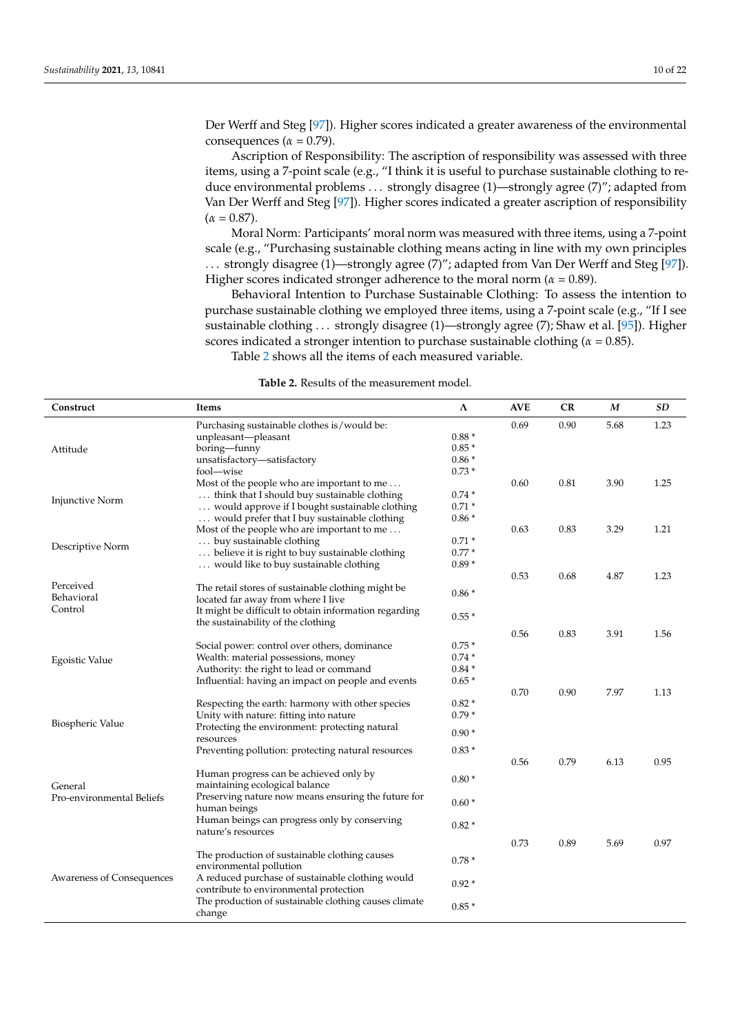Der Werff and Steg [97]). Higher scores indicated a greater awareness of the environmental consequences ($\alpha$ = 0.79).

Ascription of Responsibility: The ascription of responsibility was assessed with three items, using a 7-point scale (e.g., "I think it is useful to purchase sustainable clothing to reduce environmental problems . . . strongly disagree (1)—strongly agree (7)"; adapted from Van Der Werff and Steg [97]). Higher scores indicated a greater ascription of responsibility ($\alpha$ = 0.87).

Moral Norm: Participants' moral norm was measured with three items, using a 7-point scale (e.g., "Purchasing sustainable clothing means acting in line with my own principles . . . strongly disagree (1)—strongly agree (7)"; adapted from Van Der Werff and Steg [97]). Higher scores indicated stronger adherence to the moral norm ($\alpha$ = 0.89).

Behavioral Intention to Purchase Sustainable Clothing: To assess the intention to purchase sustainable clothing we employed three items, using a 7-point scale (e.g., "If I see sustainable clothing . . . strongly disagree (1)—strongly agree (7); Shaw et al. [95]). Higher scores indicated a stronger intention to purchase sustainable clothing ($\alpha$ = 0.85).

Table 2 shows all the items of each measured variable.

**Table 2.** Results of the measurement model.

| Construct | Items | Λ | AVE | CR | *M* | *SD* |
|---|---|---|---|---|---|---|
| Attitude | Purchasing sustainable clothes is/would be: | | 0.69 | 0.90 | 5.68 | 1.23 |
| | unpleasant—pleasant | 0.88 * | | | | |
| | boring—funny | 0.85 * | | | | |
| | unsatisfactory—satisfactory | 0.86 * | | | | |
| | fool—wise | 0.73 * | | | | |
| Injunctive Norm | Most of the people who are important to me . . . | | 0.60 | 0.81 | 3.90 | 1.25 |
| | . . . think that I should buy sustainable clothing | 0.74 * | | | | |
| | . . . would approve if I bought sustainable clothing | 0.71 * | | | | |
| | . . . would prefer that I buy sustainable clothing | 0.86 * | | | | |
| Descriptive Norm | Most of the people who are important to me . . . | | 0.63 | 0.83 | 3.29 | 1.21 |
| | . . . buy sustainable clothing | 0.71 * | | | | |
| | . . . believe it is right to buy sustainable clothing | 0.77 * | | | | |
| | . . . would like to buy sustainable clothing | 0.89 * | | | | |
| Perceived Behavioral Control | | | 0.53 | 0.68 | 4.87 | 1.23 |
| | The retail stores of sustainable clothing might be located far away from where I live | 0.86 * | | | | |
| | It might be difficult to obtain information regarding the sustainability of the clothing | 0.55 * | | | | |
| Egoistic Value | | | 0.56 | 0.83 | 3.91 | 1.56 |
| | Social power: control over others, dominance | 0.75 * | | | | |
| | Wealth: material possessions, money | 0.74 * | | | | |
| | Authority: the right to lead or command | 0.84 * | | | | |
| | Influential: having an impact on people and events | 0.65 * | | | | |
| Biospheric Value | | | 0.70 | 0.90 | 7.97 | 1.13 |
| | Respecting the earth: harmony with other species | 0.82 * | | | | |
| | Unity with nature: fitting into nature | 0.79 * | | | | |
| | Protecting the environment: protecting natural resources | 0.90 * | | | | |
| | Preventing pollution: protecting natural resources | 0.83 * | | | | |
| General Pro-environmental Beliefs | | | 0.56 | 0.79 | 6.13 | 0.95 |
| | Human progress can be achieved only by maintaining ecological balance | 0.80 * | | | | |
| | Preserving nature now means ensuring the future for human beings | 0.60 * | | | | |
| | Human beings can progress only by conserving nature's resources | 0.82 * | | | | |
| Awareness of Consequences | | | 0.73 | 0.89 | 5.69 | 0.97 |
| | The production of sustainable clothing causes environmental pollution | 0.78 * | | | | |
| | A reduced purchase of sustainable clothing would contribute to environmental protection | 0.92 * | | | | |
| | The production of sustainable clothing causes climate change | 0.85 * | | | | |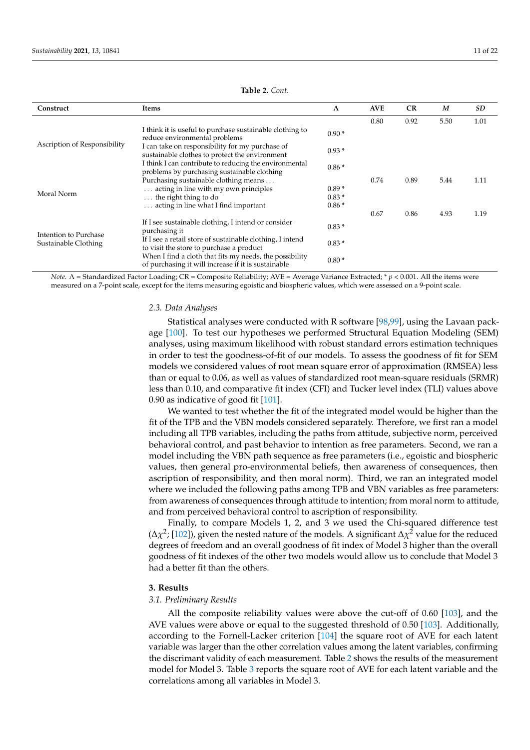**Table 2.** *Cont.*

| Construct | Items | Λ | AVE | CR | *M* | *SD* |
|---|---|---|---|---|---|---|
| Ascription of Responsibility | | | 0.80 | 0.92 | 5.50 | 1.01 |
| | I think it is useful to purchase sustainable clothing to reduce environmental problems | 0.90 * | | | | |
| | I can take on responsibility for my purchase of sustainable clothes to protect the environment | 0.93 * | | | | |
| | I think I can contribute to reducing the environmental problems by purchasing sustainable clothing | 0.86 * | | | | |
| Moral Norm | Purchasing sustainable clothing means … | | 0.74 | 0.89 | 5.44 | 1.11 |
| | … acting in line with my own principles | 0.89 * | | | | |
| | … the right thing to do | 0.83 * | | | | |
| | … acting in line what I find important | 0.86 * | | | | |
| Intention to Purchase Sustainable Clothing | | | 0.67 | 0.86 | 4.93 | 1.19 |
| | If I see sustainable clothing, I intend or consider purchasing it | 0.83 * | | | | |
| | If I see a retail store of sustainable clothing, I intend to visit the store to purchase a product | 0.83 * | | | | |
| | When I find a cloth that fits my needs, the possibility of purchasing it will increase if it is sustainable | 0.80 * | | | | |

*Note.* Λ = Standardized Factor Loading; CR = Composite Reliability; AVE = Average Variance Extracted; * $p < 0.001$. All the items were measured on a 7-point scale, except for the items measuring egoistic and biospheric values, which were assessed on a 9-point scale.

### 2.3. Data Analyses

Statistical analyses were conducted with R software [98,99], using the Lavaan package [100]. To test our hypotheses we performed Structural Equation Modeling (SEM) analyses, using maximum likelihood with robust standard errors estimation techniques in order to test the goodness-of-fit of our models. To assess the goodness of fit for SEM models we considered values of root mean square error of approximation (RMSEA) less than or equal to 0.06, as well as values of standardized root mean-square residuals (SRMR) less than 0.10, and comparative fit index (CFI) and Tucker level index (TLI) values above 0.90 as indicative of good fit [101].

We wanted to test whether the fit of the integrated model would be higher than the fit of the TPB and the VBN models considered separately. Therefore, we first ran a model including all TPB variables, including the paths from attitude, subjective norm, perceived behavioral control, and past behavior to intention as free parameters. Second, we ran a model including the VBN path sequence as free parameters (i.e., egoistic and biospheric values, then general pro-environmental beliefs, then awareness of consequences, then ascription of responsibility, and then moral norm). Third, we ran an integrated model where we included the following paths among TPB and VBN variables as free parameters: from awareness of consequences through attitude to intention; from moral norm to attitude, and from perceived behavioral control to ascription of responsibility.

Finally, to compare Models 1, 2, and 3 we used the Chi-squared difference test ($\Delta\chi^2$; [102]), given the nested nature of the models. A significant $\Delta\chi^2$ value for the reduced degrees of freedom and an overall goodness of fit index of Model 3 higher than the overall goodness of fit indexes of the other two models would allow us to conclude that Model 3 had a better fit than the others.

## 3. Results

### 3.1. Preliminary Results

All the composite reliability values were above the cut-off of 0.60 [103], and the AVE values were above or equal to the suggested threshold of 0.50 [103]. Additionally, according to the Fornell-Lacker criterion [104] the square root of AVE for each latent variable was larger than the other correlation values among the latent variables, confirming the discriminant validity of each measurement. Table 2 shows the results of the measurement model for Model 3. Table 3 reports the square root of AVE for each latent variable and the correlations among all variables in Model 3.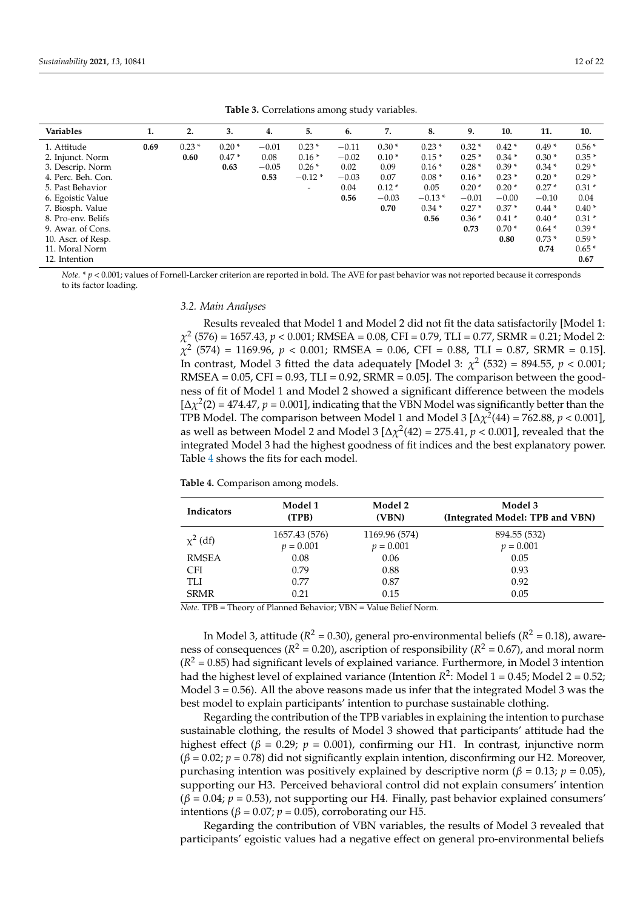**Table 3.** Correlations among study variables.

| Variables | 1. | 2. | 3. | 4. | 5. | 6. | 7. | 8. | 9. | 10. | 11. | 10. |
|---|---|---|---|---|---|---|---|---|---|---|---|---|
| 1. Attitude | **0.69** | 0.23 * | 0.20 * | −0.01 | 0.23 * | −0.11 | 0.30 * | 0.23 * | 0.32 * | 0.42 * | 0.49 * | 0.56 * |
| 2. Injunct. Norm | | **0.60** | 0.47 * | 0.08 | 0.16 * | −0.02 | 0.10 * | 0.15 * | 0.25 * | 0.34 * | 0.30 * | 0.35 * |
| 3. Descrip. Norm | | | **0.63** | −0.05 | 0.26 * | 0.02 | 0.09 | 0.16 * | 0.28 * | 0.39 * | 0.34 * | 0.29 * |
| 4. Perc. Beh. Con. | | | | **0.53** | −0.12 * | −0.03 | 0.07 | 0.08 * | 0.16 * | 0.23 * | 0.20 * | 0.29 * |
| 5. Past Behavior | | | | | - | 0.04 | 0.12 * | 0.05 | 0.20 * | 0.20 * | 0.27 * | 0.31 * |
| 6. Egoistic Value | | | | | | **0.56** | −0.03 | −0.13 * | −0.01 | −0.00 | −0.10 | 0.04 |
| 7. Biosph. Value | | | | | | | **0.70** | 0.34 * | 0.27 * | 0.37 * | 0.44 * | 0.40 * |
| 8. Pro-env. Belifs | | | | | | | | **0.56** | 0.36 * | 0.41 * | 0.40 * | 0.31 * |
| 9. Awar. of Cons. | | | | | | | | | **0.73** | 0.70 * | 0.64 * | 0.39 * |
| 10. Ascr. of Resp. | | | | | | | | | | **0.80** | 0.73 * | 0.59 * |
| 11. Moral Norm | | | | | | | | | | | **0.74** | 0.65 * |
| 12. Intention | | | | | | | | | | | | **0.67** |

*Note.* * $p < 0.001$; values of Fornell-Larcker criterion are reported in bold. The AVE for past behavior was not reported because it corresponds to its factor loading.

### 3.2. Main Analyses

Results revealed that Model 1 and Model 2 did not fit the data satisfactorily [Model 1: $\chi^2$ (576) = 1657.43, $p < 0.001$; RMSEA = 0.08, CFI = 0.79, TLI = 0.77, SRMR = 0.21; Model 2: $\chi^2$ (574) = 1169.96, $p < 0.001$; RMSEA = 0.06, CFI = 0.88, TLI = 0.87, SRMR = 0.15]. In contrast, Model 3 fitted the data adequately [Model 3: $\chi^2$ (532) = 894.55, $p < 0.001$; RMSEA = 0.05, CFI = 0.93, TLI = 0.92, SRMR = 0.05]. The comparison between the goodness of fit of Model 1 and Model 2 showed a significant difference between the models [$\Delta\chi^2(2)$ = 474.47, $p = 0.001$], indicating that the VBN Model was significantly better than the TPB Model. The comparison between Model 1 and Model 3 [$\Delta\chi^2(44)$ = 762.88, $p < 0.001$], as well as between Model 2 and Model 3 [$\Delta\chi^2(42)$ = 275.41, $p < 0.001$], revealed that the integrated Model 3 had the highest goodness of fit indices and the best explanatory power. Table 4 shows the fits for each model.

**Table 4.** Comparison among models.

| Indicators | Model 1 (TPB) | Model 2 (VBN) | Model 3 (Integrated Model: TPB and VBN) |
|---|---|---|---|
| $\chi^2$ (df) | 1657.43 (576) $p = 0.001$ | 1169.96 (574) $p = 0.001$ | 894.55 (532) $p = 0.001$ |
| RMSEA | 0.08 | 0.06 | 0.05 |
| CFI | 0.79 | 0.88 | 0.93 |
| TLI | 0.77 | 0.87 | 0.92 |
| SRMR | 0.21 | 0.15 | 0.05 |

*Note.* TPB = Theory of Planned Behavior; VBN = Value Belief Norm.

In Model 3, attitude ($R^2$ = 0.30), general pro-environmental beliefs ($R^2$ = 0.18), awareness of consequences ($R^2$ = 0.20), ascription of responsibility ($R^2$ = 0.67), and moral norm ($R^2$ = 0.85) had significant levels of explained variance. Furthermore, in Model 3 intention had the highest level of explained variance (Intention $R^2$: Model 1 = 0.45; Model 2 = 0.52; Model 3 = 0.56). All the above reasons made us infer that the integrated Model 3 was the best model to explain participants' intention to purchase sustainable clothing.

Regarding the contribution of the TPB variables in explaining the intention to purchase sustainable clothing, the results of Model 3 showed that participants' attitude had the highest effect ($\beta$ = 0.29; $p$ = 0.001), confirming our H1. In contrast, injunctive norm ($\beta$ = 0.02; $p$ = 0.78) did not significantly explain intention, disconfirming our H2. Moreover, purchasing intention was positively explained by descriptive norm ($\beta$ = 0.13; $p$ = 0.05), supporting our H3. Perceived behavioral control did not explain consumers' intention ($\beta$ = 0.04; $p$ = 0.53), not supporting our H4. Finally, past behavior explained consumers' intentions ($\beta$ = 0.07; $p$ = 0.05), corroborating our H5.

Regarding the contribution of VBN variables, the results of Model 3 revealed that participants' egoistic values had a negative effect on general pro-environmental beliefs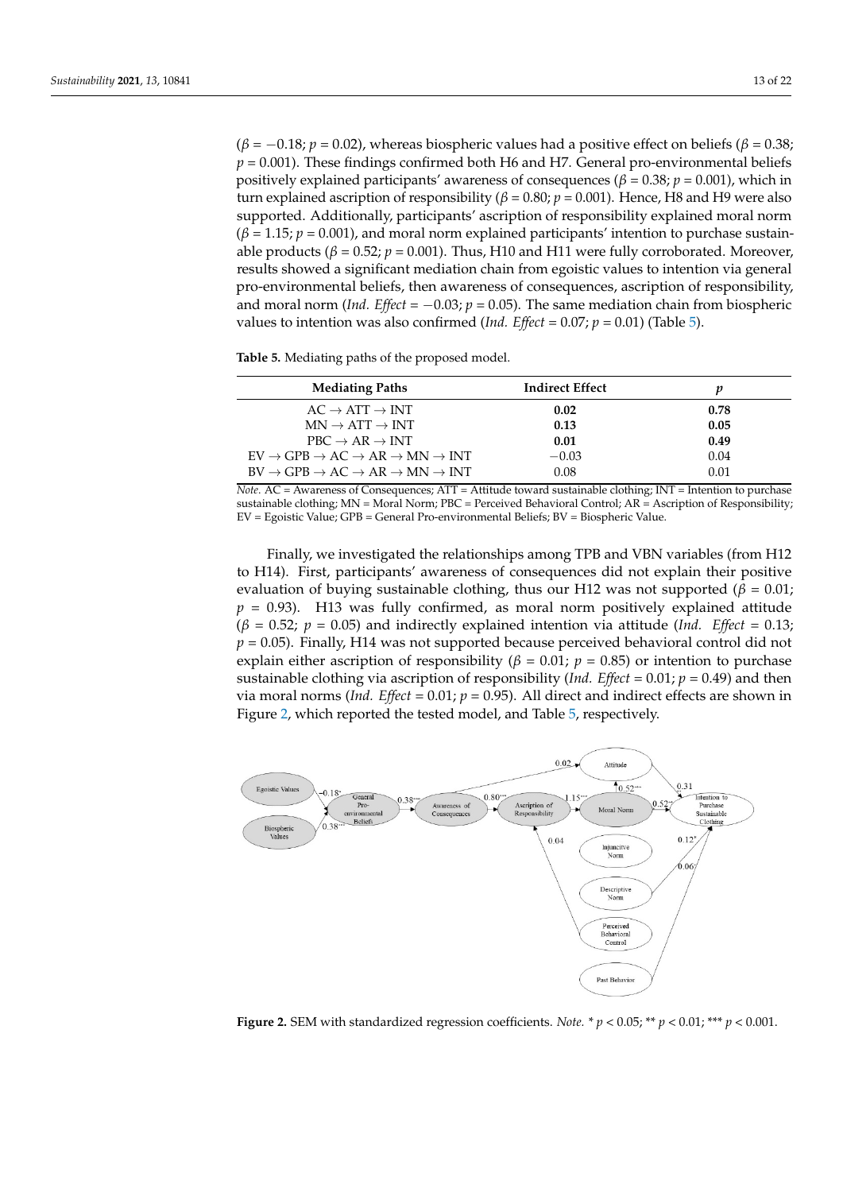($\beta = -0.18$; $p = 0.02$), whereas biospheric values had a positive effect on beliefs ($\beta = 0.38$; $p = 0.001$). These findings confirmed both H6 and H7. General pro-environmental beliefs positively explained participants' awareness of consequences ($\beta = 0.38$; $p = 0.001$), which in turn explained ascription of responsibility ($\beta = 0.80$; $p = 0.001$). Hence, H8 and H9 were also supported. Additionally, participants' ascription of responsibility explained moral norm ($\beta = 1.15$; $p = 0.001$), and moral norm explained participants' intention to purchase sustainable products ($\beta = 0.52$; $p = 0.001$). Thus, H10 and H11 were fully corroborated. Moreover, results showed a significant mediation chain from egoistic values to intention via general pro-environmental beliefs, then awareness of consequences, ascription of responsibility, and moral norm (*Ind. Effect* = $-0.03$; $p = 0.05$). The same mediation chain from biospheric values to intention was also confirmed (*Ind. Effect* = 0.07; $p = 0.01$) (Table 5).

**Table 5.** Mediating paths of the proposed model.

| Mediating Paths | Indirect Effect | *p* |
|---|---|---|
| AC → ATT → INT | **0.02** | **0.78** |
| MN → ATT → INT | **0.13** | **0.05** |
| PBC → AR → INT | **0.01** | **0.49** |
| EV → GPB → AC → AR → MN → INT | −0.03 | 0.04 |
| BV → GPB → AC → AR → MN → INT | 0.08 | 0.01 |

*Note.* AC = Awareness of Consequences; ATT = Attitude toward sustainable clothing; INT = Intention to purchase sustainable clothing; MN = Moral Norm; PBC = Perceived Behavioral Control; AR = Ascription of Responsibility; EV = Egoistic Value; GPB = General Pro-environmental Beliefs; BV = Biospheric Value.

Finally, we investigated the relationships among TPB and VBN variables (from H12 to H14). First, participants' awareness of consequences did not explain their positive evaluation of buying sustainable clothing, thus our H12 was not supported ($\beta = 0.01$; $p = 0.93$). H13 was fully confirmed, as moral norm positively explained attitude ($\beta = 0.52$; $p = 0.05$) and indirectly explained intention via attitude (*Ind. Effect* = 0.13; $p = 0.05$). Finally, H14 was not supported because perceived behavioral control did not explain either ascription of responsibility ($\beta = 0.01$; $p = 0.85$) or intention to purchase sustainable clothing via ascription of responsibility (*Ind. Effect* = 0.01; $p = 0.49$) and then via moral norms (*Ind. Effect* = 0.01; $p = 0.95$). All direct and indirect effects are shown in Figure 2, which reported the tested model, and Table 5, respectively.

**Figure 2.** SEM with standardized regression coefficients. *Note.* * $p < 0.05$; ** $p < 0.01$; *** $p < 0.001$.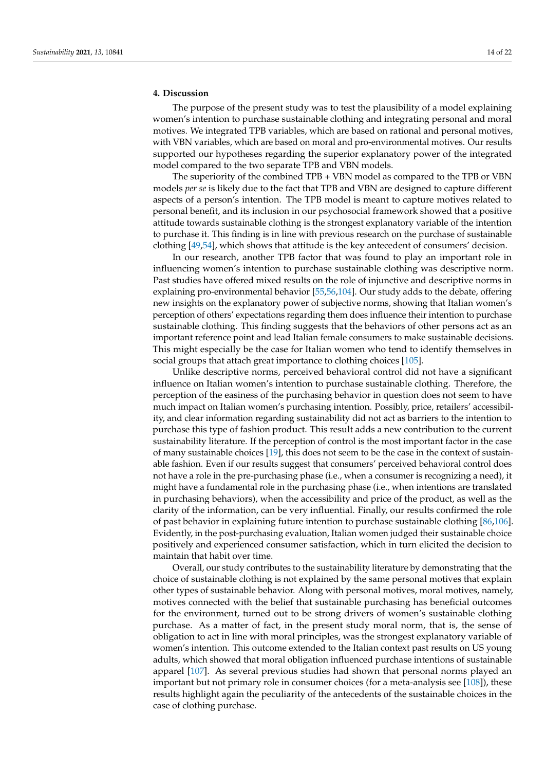## 4. Discussion

The purpose of the present study was to test the plausibility of a model explaining women's intention to purchase sustainable clothing and integrating personal and moral motives. We integrated TPB variables, which are based on rational and personal motives, with VBN variables, which are based on moral and pro-environmental motives. Our results supported our hypotheses regarding the superior explanatory power of the integrated model compared to the two separate TPB and VBN models.

The superiority of the combined TPB + VBN model as compared to the TPB or VBN models *per se* is likely due to the fact that TPB and VBN are designed to capture different aspects of a person's intention. The TPB model is meant to capture motives related to personal benefit, and its inclusion in our psychosocial framework showed that a positive attitude towards sustainable clothing is the strongest explanatory variable of the intention to purchase it. This finding is in line with previous research on the purchase of sustainable clothing [49,54], which shows that attitude is the key antecedent of consumers' decision.

In our research, another TPB factor that was found to play an important role in influencing women's intention to purchase sustainable clothing was descriptive norm. Past studies have offered mixed results on the role of injunctive and descriptive norms in explaining pro-environmental behavior [55,56,104]. Our study adds to the debate, offering new insights on the explanatory power of subjective norms, showing that Italian women's perception of others' expectations regarding them does influence their intention to purchase sustainable clothing. This finding suggests that the behaviors of other persons act as an important reference point and lead Italian female consumers to make sustainable decisions. This might especially be the case for Italian women who tend to identify themselves in social groups that attach great importance to clothing choices [105].

Unlike descriptive norms, perceived behavioral control did not have a significant influence on Italian women's intention to purchase sustainable clothing. Therefore, the perception of the easiness of the purchasing behavior in question does not seem to have much impact on Italian women's purchasing intention. Possibly, price, retailers' accessibility, and clear information regarding sustainability did not act as barriers to the intention to purchase this type of fashion product. This result adds a new contribution to the current sustainability literature. If the perception of control is the most important factor in the case of many sustainable choices [19], this does not seem to be the case in the context of sustainable fashion. Even if our results suggest that consumers' perceived behavioral control does not have a role in the pre-purchasing phase (i.e., when a consumer is recognizing a need), it might have a fundamental role in the purchasing phase (i.e., when intentions are translated in purchasing behaviors), when the accessibility and price of the product, as well as the clarity of the information, can be very influential. Finally, our results confirmed the role of past behavior in explaining future intention to purchase sustainable clothing [86,106]. Evidently, in the post-purchasing evaluation, Italian women judged their sustainable choice positively and experienced consumer satisfaction, which in turn elicited the decision to maintain that habit over time.

Overall, our study contributes to the sustainability literature by demonstrating that the choice of sustainable clothing is not explained by the same personal motives that explain other types of sustainable behavior. Along with personal motives, moral motives, namely, motives connected with the belief that sustainable purchasing has beneficial outcomes for the environment, turned out to be strong drivers of women's sustainable clothing purchase. As a matter of fact, in the present study moral norm, that is, the sense of obligation to act in line with moral principles, was the strongest explanatory variable of women's intention. This outcome extended to the Italian context past results on US young adults, which showed that moral obligation influenced purchase intentions of sustainable apparel [107]. As several previous studies had shown that personal norms played an important but not primary role in consumer choices (for a meta-analysis see [108]), these results highlight again the peculiarity of the antecedents of the sustainable choices in the case of clothing purchase.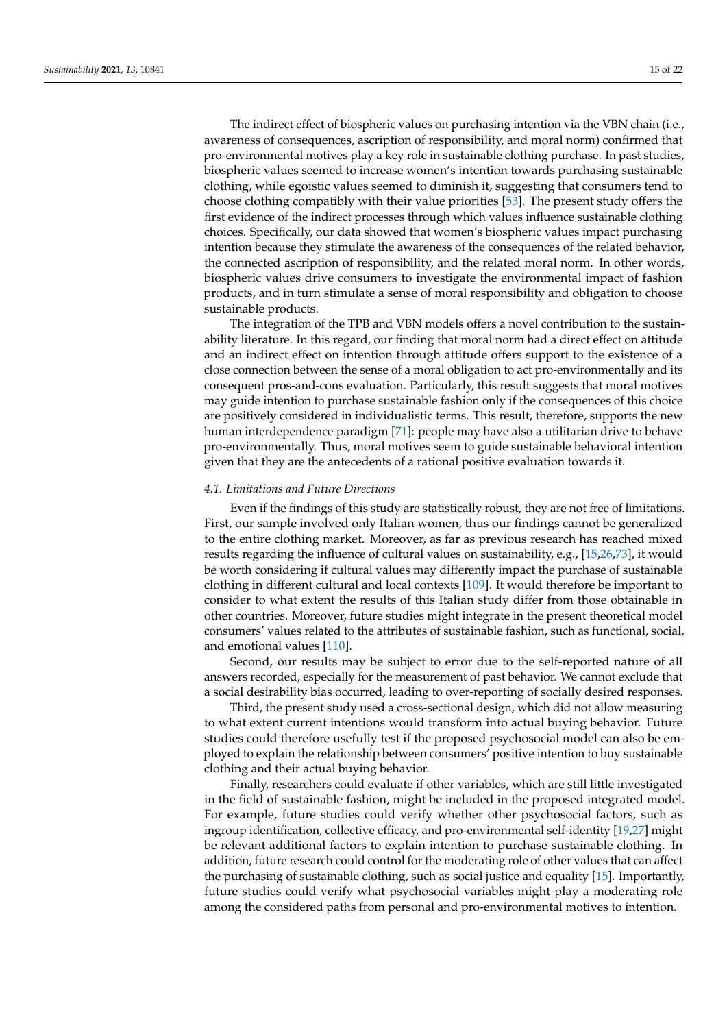The indirect effect of biospheric values on purchasing intention via the VBN chain (i.e., awareness of consequences, ascription of responsibility, and moral norm) confirmed that pro-environmental motives play a key role in sustainable clothing purchase. In past studies, biospheric values seemed to increase women's intention towards purchasing sustainable clothing, while egoistic values seemed to diminish it, suggesting that consumers tend to choose clothing compatibly with their value priorities [53]. The present study offers the first evidence of the indirect processes through which values influence sustainable clothing choices. Specifically, our data showed that women's biospheric values impact purchasing intention because they stimulate the awareness of the consequences of the related behavior, the connected ascription of responsibility, and the related moral norm. In other words, biospheric values drive consumers to investigate the environmental impact of fashion products, and in turn stimulate a sense of moral responsibility and obligation to choose sustainable products.

The integration of the TPB and VBN models offers a novel contribution to the sustainability literature. In this regard, our finding that moral norm had a direct effect on attitude and an indirect effect on intention through attitude offers support to the existence of a close connection between the sense of a moral obligation to act pro-environmentally and its consequent pros-and-cons evaluation. Particularly, this result suggests that moral motives may guide intention to purchase sustainable fashion only if the consequences of this choice are positively considered in individualistic terms. This result, therefore, supports the new human interdependence paradigm [71]: people may have also a utilitarian drive to behave pro-environmentally. Thus, moral motives seem to guide sustainable behavioral intention given that they are the antecedents of a rational positive evaluation towards it.

### *4.1. Limitations and Future Directions*

Even if the findings of this study are statistically robust, they are not free of limitations. First, our sample involved only Italian women, thus our findings cannot be generalized to the entire clothing market. Moreover, as far as previous research has reached mixed results regarding the influence of cultural values on sustainability, e.g., [15,26,73], it would be worth considering if cultural values may differently impact the purchase of sustainable clothing in different cultural and local contexts [109]. It would therefore be important to consider to what extent the results of this Italian study differ from those obtainable in other countries. Moreover, future studies might integrate in the present theoretical model consumers' values related to the attributes of sustainable fashion, such as functional, social, and emotional values [110].

Second, our results may be subject to error due to the self-reported nature of all answers recorded, especially for the measurement of past behavior. We cannot exclude that a social desirability bias occurred, leading to over-reporting of socially desired responses.

Third, the present study used a cross-sectional design, which did not allow measuring to what extent current intentions would transform into actual buying behavior. Future studies could therefore usefully test if the proposed psychosocial model can also be employed to explain the relationship between consumers' positive intention to buy sustainable clothing and their actual buying behavior.

Finally, researchers could evaluate if other variables, which are still little investigated in the field of sustainable fashion, might be included in the proposed integrated model. For example, future studies could verify whether other psychosocial factors, such as ingroup identification, collective efficacy, and pro-environmental self-identity [19,27] might be relevant additional factors to explain intention to purchase sustainable clothing. In addition, future research could control for the moderating role of other values that can affect the purchasing of sustainable clothing, such as social justice and equality [15]. Importantly, future studies could verify what psychosocial variables might play a moderating role among the considered paths from personal and pro-environmental motives to intention.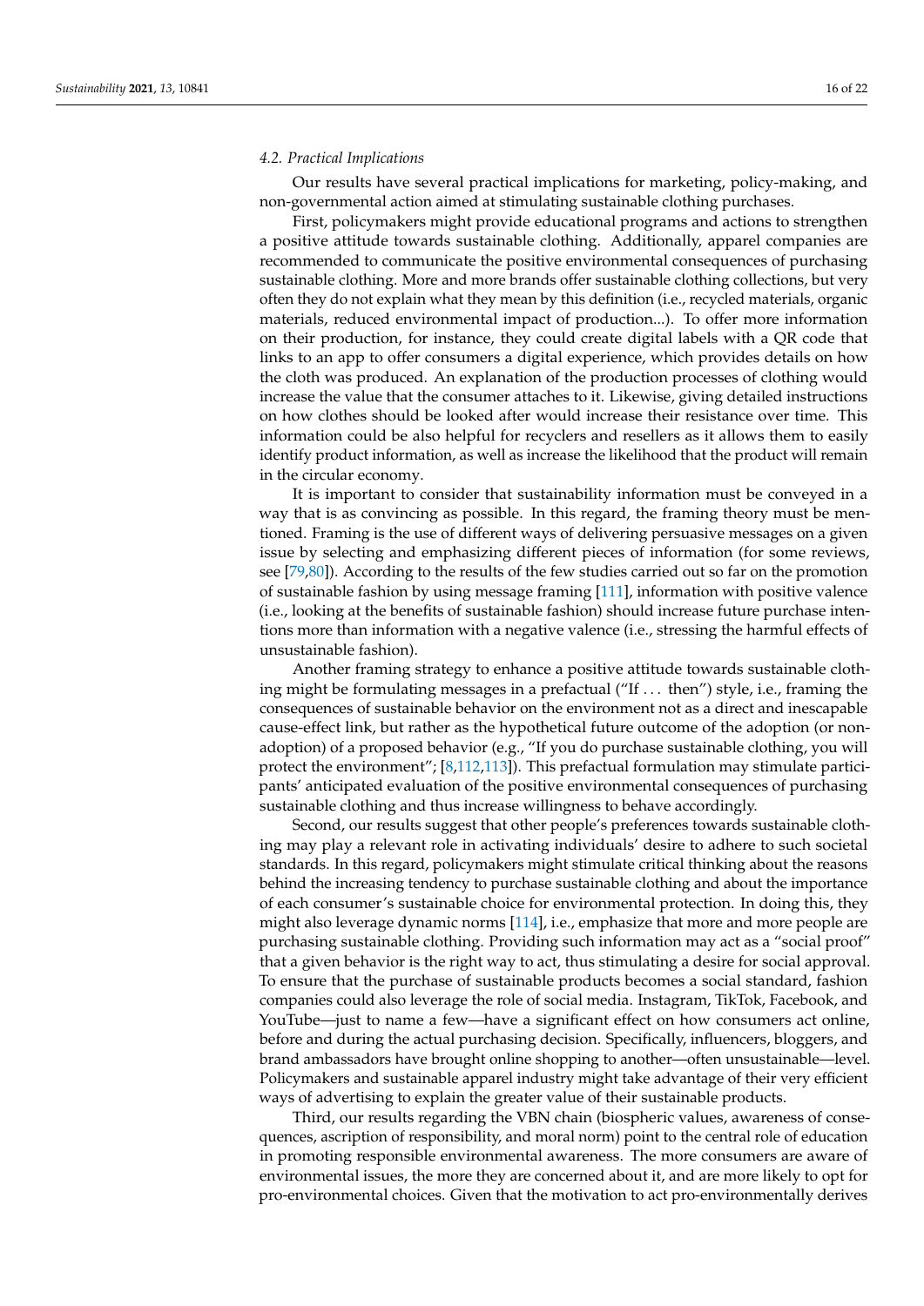### 4.2. Practical Implications

Our results have several practical implications for marketing, policy-making, and non-governmental action aimed at stimulating sustainable clothing purchases.

First, policymakers might provide educational programs and actions to strengthen a positive attitude towards sustainable clothing. Additionally, apparel companies are recommended to communicate the positive environmental consequences of purchasing sustainable clothing. More and more brands offer sustainable clothing collections, but very often they do not explain what they mean by this definition (i.e., recycled materials, organic materials, reduced environmental impact of production...). To offer more information on their production, for instance, they could create digital labels with a QR code that links to an app to offer consumers a digital experience, which provides details on how the cloth was produced. An explanation of the production processes of clothing would increase the value that the consumer attaches to it. Likewise, giving detailed instructions on how clothes should be looked after would increase their resistance over time. This information could be also helpful for recyclers and resellers as it allows them to easily identify product information, as well as increase the likelihood that the product will remain in the circular economy.

It is important to consider that sustainability information must be conveyed in a way that is as convincing as possible. In this regard, the framing theory must be mentioned. Framing is the use of different ways of delivering persuasive messages on a given issue by selecting and emphasizing different pieces of information (for some reviews, see [79,80]). According to the results of the few studies carried out so far on the promotion of sustainable fashion by using message framing [111], information with positive valence (i.e., looking at the benefits of sustainable fashion) should increase future purchase intentions more than information with a negative valence (i.e., stressing the harmful effects of unsustainable fashion).

Another framing strategy to enhance a positive attitude towards sustainable clothing might be formulating messages in a prefactual ("If ... then") style, i.e., framing the consequences of sustainable behavior on the environment not as a direct and inescapable cause-effect link, but rather as the hypothetical future outcome of the adoption (or non-adoption) of a proposed behavior (e.g., "If you do purchase sustainable clothing, you will protect the environment"; [8,112,113]). This prefactual formulation may stimulate participants' anticipated evaluation of the positive environmental consequences of purchasing sustainable clothing and thus increase willingness to behave accordingly.

Second, our results suggest that other people's preferences towards sustainable clothing may play a relevant role in activating individuals' desire to adhere to such societal standards. In this regard, policymakers might stimulate critical thinking about the reasons behind the increasing tendency to purchase sustainable clothing and about the importance of each consumer's sustainable choice for environmental protection. In doing this, they might also leverage dynamic norms [114], i.e., emphasize that more and more people are purchasing sustainable clothing. Providing such information may act as a "social proof" that a given behavior is the right way to act, thus stimulating a desire for social approval. To ensure that the purchase of sustainable products becomes a social standard, fashion companies could also leverage the role of social media. Instagram, TikTok, Facebook, and YouTube—just to name a few—have a significant effect on how consumers act online, before and during the actual purchasing decision. Specifically, influencers, bloggers, and brand ambassadors have brought online shopping to another—often unsustainable—level. Policymakers and sustainable apparel industry might take advantage of their very efficient ways of advertising to explain the greater value of their sustainable products.

Third, our results regarding the VBN chain (biospheric values, awareness of consequences, ascription of responsibility, and moral norm) point to the central role of education in promoting responsible environmental awareness. The more consumers are aware of environmental issues, the more they are concerned about it, and are more likely to opt for pro-environmental choices. Given that the motivation to act pro-environmentally derives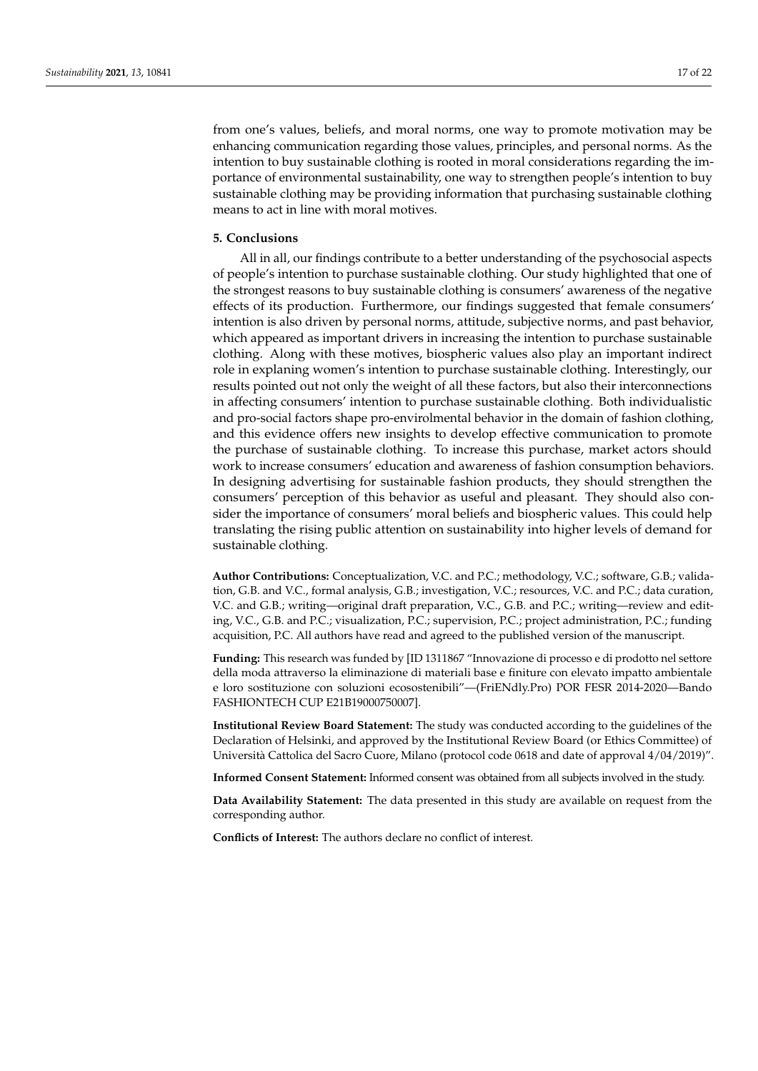from one's values, beliefs, and moral norms, one way to promote motivation may be enhancing communication regarding those values, principles, and personal norms. As the intention to buy sustainable clothing is rooted in moral considerations regarding the importance of environmental sustainability, one way to strengthen people's intention to buy sustainable clothing may be providing information that purchasing sustainable clothing means to act in line with moral motives.

## 5. Conclusions

All in all, our findings contribute to a better understanding of the psychosocial aspects of people's intention to purchase sustainable clothing. Our study highlighted that one of the strongest reasons to buy sustainable clothing is consumers' awareness of the negative effects of its production. Furthermore, our findings suggested that female consumers' intention is also driven by personal norms, attitude, subjective norms, and past behavior, which appeared as important drivers in increasing the intention to purchase sustainable clothing. Along with these motives, biospheric values also play an important indirect role in explaning women's intention to purchase sustainable clothing. Interestingly, our results pointed out not only the weight of all these factors, but also their interconnections in affecting consumers' intention to purchase sustainable clothing. Both individualistic and pro-social factors shape pro-envirolmental behavior in the domain of fashion clothing, and this evidence offers new insights to develop effective communication to promote the purchase of sustainable clothing. To increase this purchase, market actors should work to increase consumers' education and awareness of fashion consumption behaviors. In designing advertising for sustainable fashion products, they should strengthen the consumers' perception of this behavior as useful and pleasant. They should also consider the importance of consumers' moral beliefs and biospheric values. This could help translating the rising public attention on sustainability into higher levels of demand for sustainable clothing.

**Author Contributions:** Conceptualization, V.C. and P.C.; methodology, V.C.; software, G.B.; validation, G.B. and V.C., formal analysis, G.B.; investigation, V.C.; resources, V.C. and P.C.; data curation, V.C. and G.B.; writing—original draft preparation, V.C., G.B. and P.C.; writing—review and editing, V.C., G.B. and P.C.; visualization, P.C.; supervision, P.C.; project administration, P.C.; funding acquisition, P.C. All authors have read and agreed to the published version of the manuscript.

**Funding:** This research was funded by [ID 1311867 "Innovazione di processo e di prodotto nel settore della moda attraverso la eliminazione di materiali base e finiture con elevato impatto ambientale e loro sostituzione con soluzioni ecosostenibili"—(FriENdly.Pro) POR FESR 2014-2020—Bando FASHIONTECH CUP E21B19000750007].

**Institutional Review Board Statement:** The study was conducted according to the guidelines of the Declaration of Helsinki, and approved by the Institutional Review Board (or Ethics Committee) of Università Cattolica del Sacro Cuore, Milano (protocol code 0618 and date of approval 4/04/2019)".

**Informed Consent Statement:** Informed consent was obtained from all subjects involved in the study.

**Data Availability Statement:** The data presented in this study are available on request from the corresponding author.

**Conflicts of Interest:** The authors declare no conflict of interest.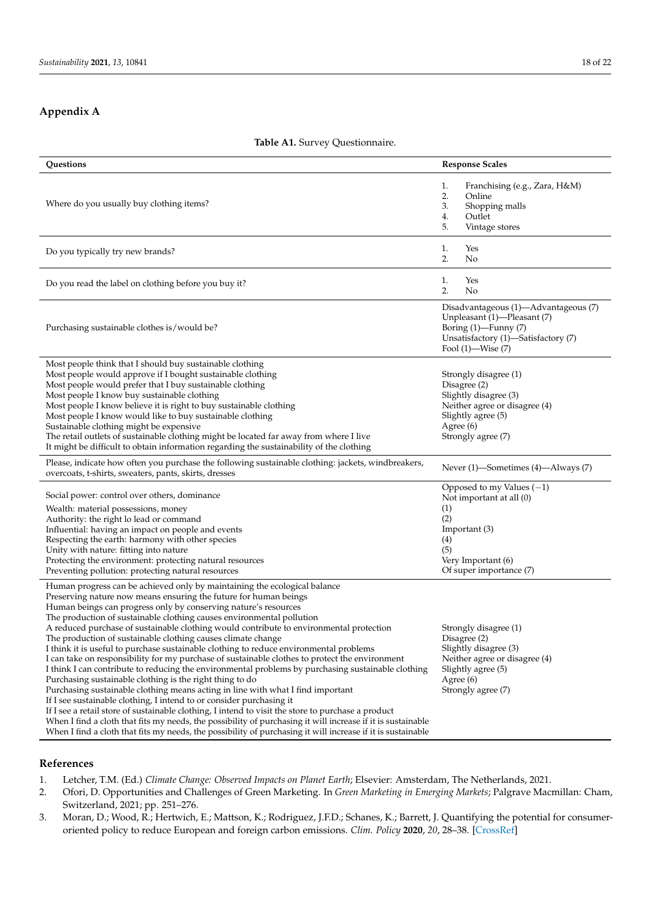## Appendix A

**Table A1.** Survey Questionnaire.

| Questions | Response Scales |
|---|---|
| Where do you usually buy clothing items? | 1. Franchising (e.g., Zara, H&M)<br>2. Online<br>3. Shopping malls<br>4. Outlet<br>5. Vintage stores |
| Do you typically try new brands? | 1. Yes<br>2. No |
| Do you read the label on clothing before you buy it? | 1. Yes<br>2. No |
| Purchasing sustainable clothes is/would be? | Disadvantageous (1)—Advantageous (7)<br>Unpleasant (1)—Pleasant (7)<br>Boring (1)—Funny (7)<br>Unsatisfactory (1)—Satisfactory (7)<br>Fool (1)—Wise (7) |
| Most people think that I should buy sustainable clothing<br>Most people would approve if I bought sustainable clothing<br>Most people would prefer that I buy sustainable clothing<br>Most people I know buy sustainable clothing<br>Most people I know believe it is right to buy sustainable clothing<br>Most people I know would like to buy sustainable clothing<br>Sustainable clothing might be expensive<br>The retail outlets of sustainable clothing might be located far away from where I live<br>It might be difficult to obtain information regarding the sustainability of the clothing | Strongly disagree (1)<br>Disagree (2)<br>Slightly disagree (3)<br>Neither agree or disagree (4)<br>Slightly agree (5)<br>Agree (6)<br>Strongly agree (7) |
| Please, indicate how often you purchase the following sustainable clothing: jackets, windbreakers, overcoats, t-shirts, sweaters, pants, skirts, dresses | Never (1)—Sometimes (4)—Always (7) |
| Social power: control over others, dominance<br>Wealth: material possessions, money<br>Authority: the right lo lead or command<br>Influential: having an impact on people and events<br>Respecting the earth: harmony with other species<br>Unity with nature: fitting into nature<br>Protecting the environment: protecting natural resources<br>Preventing pollution: protecting natural resources | Opposed to my Values (−1)<br>Not important at all (0)<br>(1)<br>(2)<br>Important (3)<br>(4)<br>(5)<br>Very Important (6)<br>Of super importance (7) |
| Human progress can be achieved only by maintaining the ecological balance<br>Preserving nature now means ensuring the future for human beings<br>Human beings can progress only by conserving nature's resources<br>The production of sustainable clothing causes environmental pollution<br>A reduced purchase of sustainable clothing would contribute to environmental protection<br>The production of sustainable clothing causes climate change<br>I think it is useful to purchase sustainable clothing to reduce environmental problems<br>I can take on responsibility for my purchase of sustainable clothes to protect the environment<br>I think I can contribute to reducing the environmental problems by purchasing sustainable clothing<br>Purchasing sustainable clothing is the right thing to do<br>Purchasing sustainable clothing means acting in line with what I find important<br>If I see sustainable clothing, I intend to or consider purchasing it<br>If I see a retail store of sustainable clothing, I intend to visit the store to purchase a product<br>When I find a cloth that fits my needs, the possibility of purchasing it will increase if it is sustainable<br>When I find a cloth that fits my needs, the possibility of purchasing it will increase if it is sustainable | Strongly disagree (1)<br>Disagree (2)<br>Slightly disagree (3)<br>Neither agree or disagree (4)<br>Slightly agree (5)<br>Agree (6)<br>Strongly agree (7) |

## References

1. Letcher, T.M. (Ed.) *Climate Change: Observed Impacts on Planet Earth*; Elsevier: Amsterdam, The Netherlands, 2021.
2. Ofori, D. Opportunities and Challenges of Green Marketing. In *Green Marketing in Emerging Markets*; Palgrave Macmillan: Cham, Switzerland, 2021; pp. 251–276.
3. Moran, D.; Wood, R.; Hertwich, E.; Mattson, K.; Rodriguez, J.F.D.; Schanes, K.; Barrett, J. Quantifying the potential for consumer-oriented policy to reduce European and foreign carbon emissions. *Clim. Policy* **2020**, *20*, 28–38. [CrossRef]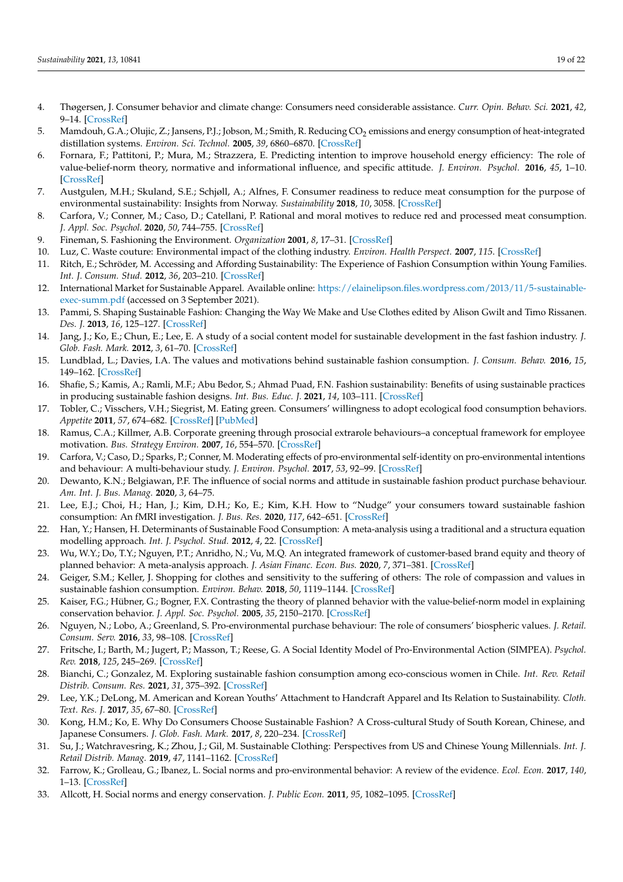4. Thøgersen, J. Consumer behavior and climate change: Consumers need considerable assistance. *Curr. Opin. Behav. Sci.* **2021**, *42*, 9–14. [CrossRef]
5. Mamdouh, G.A.; Olujic, Z.; Jansens, P.J.; Jobson, M.; Smith, R. Reducing $CO_2$ emissions and energy consumption of heat-integrated distillation systems. *Environ. Sci. Technol.* **2005**, *39*, 6860–6870. [CrossRef]
6. Fornara, F.; Pattitoni, P.; Mura, M.; Strazzera, E. Predicting intention to improve household energy efficiency: The role of value-belief-norm theory, normative and informational influence, and specific attitude. *J. Environ. Psychol.* **2016**, *45*, 1–10. [CrossRef]
7. Austgulen, M.H.; Skuland, S.E.; Schjøll, A.; Alfnes, F. Consumer readiness to reduce meat consumption for the purpose of environmental sustainability: Insights from Norway. *Sustainability* **2018**, *10*, 3058. [CrossRef]
8. Carfora, V.; Conner, M.; Caso, D.; Catellani, P. Rational and moral motives to reduce red and processed meat consumption. *J. Appl. Soc. Psychol.* **2020**, *50*, 744–755. [CrossRef]
9. Fineman, S. Fashioning the Environment. *Organization* **2001**, *8*, 17–31. [CrossRef]
10. Luz, C. Waste couture: Environmental impact of the clothing industry. *Environ. Health Perspect.* **2007**, *115*. [CrossRef]
11. Ritch, E.; Schröder, M. Accessing and Affording Sustainability: The Experience of Fashion Consumption within Young Families. *Int. J. Consum. Stud.* **2012**, *36*, 203–210. [CrossRef]
12. International Market for Sustainable Apparel. Available online: https://elainelipson.files.wordpress.com/2013/11/5-sustainable-exec-summ.pdf (accessed on 3 September 2021).
13. Pammi, S. Shaping Sustainable Fashion: Changing the Way We Make and Use Clothes edited by Alison Gwilt and Timo Rissanen. *Des. J.* **2013**, *16*, 125–127. [CrossRef]
14. Jang, J.; Ko, E.; Chun, E.; Lee, E. A study of a social content model for sustainable development in the fast fashion industry. *J. Glob. Fash. Mark.* **2012**, *3*, 61–70. [CrossRef]
15. Lundblad, L.; Davies, I.A. The values and motivations behind sustainable fashion consumption. *J. Consum. Behav.* **2016**, *15*, 149–162. [CrossRef]
16. Shafie, S.; Kamis, A.; Ramli, M.F.; Abu Bedor, S.; Ahmad Puad, F.N. Fashion sustainability: Benefits of using sustainable practices in producing sustainable fashion designs. *Int. Bus. Educ. J.* **2021**, *14*, 103–111. [CrossRef]
17. Tobler, C.; Visschers, V.H.; Siegrist, M. Eating green. Consumers' willingness to adopt ecological food consumption behaviors. *Appetite* **2011**, *57*, 674–682. [CrossRef] [PubMed]
18. Ramus, C.A.; Killmer, A.B. Corporate greening through prosocial extrarole behaviours–a conceptual framework for employee motivation. *Bus. Strategy Environ.* **2007**, *16*, 554–570. [CrossRef]
19. Carfora, V.; Caso, D.; Sparks, P.; Conner, M. Moderating effects of pro-environmental self-identity on pro-environmental intentions and behaviour: A multi-behaviour study. *J. Environ. Psychol.* **2017**, *53*, 92–99. [CrossRef]
20. Dewanto, K.N.; Belgiawan, P.F. The influence of social norms and attitude in sustainable fashion product purchase behaviour. *Am. Int. J. Bus. Manag.* **2020**, *3*, 64–75.
21. Lee, E.J.; Choi, H.; Han, J.; Kim, D.H.; Ko, E.; Kim, K.H. How to "Nudge" your consumers toward sustainable fashion consumption: An fMRI investigation. *J. Bus. Res.* **2020**, *117*, 642–651. [CrossRef]
22. Han, Y.; Hansen, H. Determinants of Sustainable Food Consumption: A meta-analysis using a traditional and a structura equation modelling approach. *Int. J. Psychol. Stud.* **2012**, *4*, 22. [CrossRef]
23. Wu, W.Y.; Do, T.Y.; Nguyen, P.T.; Anridho, N.; Vu, M.Q. An integrated framework of customer-based brand equity and theory of planned behavior: A meta-analysis approach. *J. Asian Financ. Econ. Bus.* **2020**, *7*, 371–381. [CrossRef]
24. Geiger, S.M.; Keller, J. Shopping for clothes and sensitivity to the suffering of others: The role of compassion and values in sustainable fashion consumption. *Environ. Behav.* **2018**, *50*, 1119–1144. [CrossRef]
25. Kaiser, F.G.; Hübner, G.; Bogner, F.X. Contrasting the theory of planned behavior with the value-belief-norm model in explaining conservation behavior. *J. Appl. Soc. Psychol.* **2005**, *35*, 2150–2170. [CrossRef]
26. Nguyen, N.; Lobo, A.; Greenland, S. Pro-environmental purchase behaviour: The role of consumers' biospheric values. *J. Retail. Consum. Serv.* **2016**, *33*, 98–108. [CrossRef]
27. Fritsche, I.; Barth, M.; Jugert, P.; Masson, T.; Reese, G. A Social Identity Model of Pro-Environmental Action (SIMPEA). *Psychol. Rev.* **2018**, *125*, 245–269. [CrossRef]
28. Bianchi, C.; Gonzalez, M. Exploring sustainable fashion consumption among eco-conscious women in Chile. *Int. Rev. Retail Distrib. Consum. Res.* **2021**, *31*, 375–392. [CrossRef]
29. Lee, Y.K.; DeLong, M. American and Korean Youths' Attachment to Handcraft Apparel and Its Relation to Sustainability. *Cloth. Text. Res. J.* **2017**, *35*, 67–80. [CrossRef]
30. Kong, H.M.; Ko, E. Why Do Consumers Choose Sustainable Fashion? A Cross-cultural Study of South Korean, Chinese, and Japanese Consumers. *J. Glob. Fash. Mark.* **2017**, *8*, 220–234. [CrossRef]
31. Su, J.; Watchravesring, K.; Zhou, J.; Gil, M. Sustainable Clothing: Perspectives from US and Chinese Young Millennials. *Int. J. Retail Distrib. Manag.* **2019**, *47*, 1141–1162. [CrossRef]
32. Farrow, K.; Grolleau, G.; Ibanez, L. Social norms and pro-environmental behavior: A review of the evidence. *Ecol. Econ.* **2017**, *140*, 1–13. [CrossRef]
33. Allcott, H. Social norms and energy conservation. *J. Public Econ.* **2011**, *95*, 1082–1095. [CrossRef]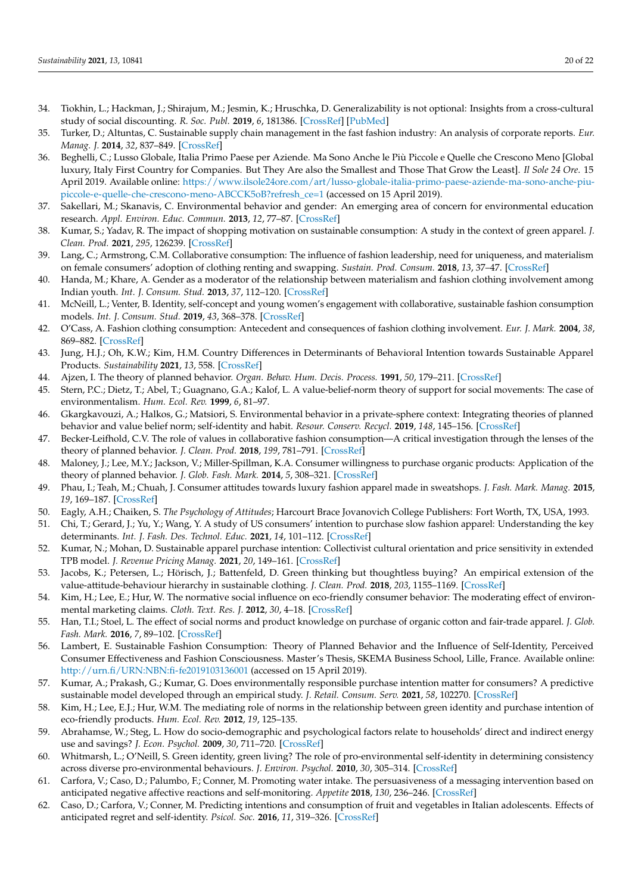34. Tiokhin, L.; Hackman, J.; Shirajum, M.; Jesmin, K.; Hruschka, D. Generalizability is not optional: Insights from a cross-cultural study of social discounting. *R. Soc. Publ.* **2019**, *6*, 181386. [CrossRef] [PubMed]
35. Turker, D.; Altuntas, C. Sustainable supply chain management in the fast fashion industry: An analysis of corporate reports. *Eur. Manag. J.* **2014**, *32*, 837–849. [CrossRef]
36. Beghelli, C.; Lusso Globale, Italia Primo Paese per Aziende. Ma Sono Anche le Più Piccole e Quelle che Crescono Meno [Global luxury, Italy First Country for Companies. But They Are also the Smallest and Those That Grow the Least]. *Il Sole 24 Ore*. 15 April 2019. Available online: https://www.ilsole24ore.com/art/lusso-globale-italia-primo-paese-aziende-ma-sono-anche-piu-piccole-e-quelle-che-crescono-meno-ABCCK5oB?refresh_ce=1 (accessed on 15 April 2019).
37. Sakellari, M.; Skanavis, C. Environmental behavior and gender: An emerging area of concern for environmental education research. *Appl. Environ. Educ. Commun.* **2013**, *12*, 77–87. [CrossRef]
38. Kumar, S.; Yadav, R. The impact of shopping motivation on sustainable consumption: A study in the context of green apparel. *J. Clean. Prod.* **2021**, *295*, 126239. [CrossRef]
39. Lang, C.; Armstrong, C.M. Collaborative consumption: The influence of fashion leadership, need for uniqueness, and materialism on female consumers' adoption of clothing renting and swapping. *Sustain. Prod. Consum.* **2018**, *13*, 37–47. [CrossRef]
40. Handa, M.; Khare, A. Gender as a moderator of the relationship between materialism and fashion clothing involvement among Indian youth. *Int. J. Consum. Stud.* **2013**, *37*, 112–120. [CrossRef]
41. McNeill, L.; Venter, B. Identity, self-concept and young women's engagement with collaborative, sustainable fashion consumption models. *Int. J. Consum. Stud.* **2019**, *43*, 368–378. [CrossRef]
42. O'Cass, A. Fashion clothing consumption: Antecedent and consequences of fashion clothing involvement. *Eur. J. Mark.* **2004**, *38*, 869–882. [CrossRef]
43. Jung, H.J.; Oh, K.W.; Kim, H.M. Country Differences in Determinants of Behavioral Intention towards Sustainable Apparel Products. *Sustainability* **2021**, *13*, 558. [CrossRef]
44. Ajzen, I. The theory of planned behavior. *Organ. Behav. Hum. Decis. Process.* **1991**, *50*, 179–211. [CrossRef]
45. Stern, P.C.; Dietz, T.; Abel, T.; Guagnano, G.A.; Kalof, L. A value-belief-norm theory of support for social movements: The case of environmentalism. *Hum. Ecol. Rev.* **1999**, *6*, 81–97.
46. Gkargkavouzi, A.; Halkos, G.; Matsiori, S. Environmental behavior in a private-sphere context: Integrating theories of planned behavior and value belief norm; self-identity and habit. *Resour. Conserv. Recycl.* **2019**, *148*, 145–156. [CrossRef]
47. Becker-Leifhold, C.V. The role of values in collaborative fashion consumption—A critical investigation through the lenses of the theory of planned behavior. *J. Clean. Prod.* **2018**, *199*, 781–791. [CrossRef]
48. Maloney, J.; Lee, M.Y.; Jackson, V.; Miller-Spillman, K.A. Consumer willingness to purchase organic products: Application of the theory of planned behavior. *J. Glob. Fash. Mark.* **2014**, *5*, 308–321. [CrossRef]
49. Phau, I.; Teah, M.; Chuah, J. Consumer attitudes towards luxury fashion apparel made in sweatshops. *J. Fash. Mark. Manag.* **2015**, *19*, 169–187. [CrossRef]
50. Eagly, A.H.; Chaiken, S. *The Psychology of Attitudes*; Harcourt Brace Jovanovich College Publishers: Fort Worth, TX, USA, 1993.
51. Chi, T.; Gerard, J.; Yu, Y.; Wang, Y. A study of US consumers' intention to purchase slow fashion apparel: Understanding the key determinants. *Int. J. Fash. Des. Technol. Educ.* **2021**, *14*, 101–112. [CrossRef]
52. Kumar, N.; Mohan, D. Sustainable apparel purchase intention: Collectivist cultural orientation and price sensitivity in extended TPB model. *J. Revenue Pricing Manag.* **2021**, *20*, 149–161. [CrossRef]
53. Jacobs, K.; Petersen, L.; Hörisch, J.; Battenfeld, D. Green thinking but thoughtless buying? An empirical extension of the value-attitude-behaviour hierarchy in sustainable clothing. *J. Clean. Prod.* **2018**, *203*, 1155–1169. [CrossRef]
54. Kim, H.; Lee, E.; Hur, W. The normative social influence on eco-friendly consumer behavior: The moderating effect of environmental marketing claims. *Cloth. Text. Res. J.* **2012**, *30*, 4–18. [CrossRef]
55. Han, T.I.; Stoel, L. The effect of social norms and product knowledge on purchase of organic cotton and fair-trade apparel. *J. Glob. Fash. Mark.* **2016**, *7*, 89–102. [CrossRef]
56. Lambert, E. Sustainable Fashion Consumption: Theory of Planned Behavior and the Influence of Self-Identity, Perceived Consumer Effectiveness and Fashion Consciousness. Master's Thesis, SKEMA Business School, Lille, France. Available online: http://urn.fi/URN:NBN:fi-fe2019103136001 (accessed on 15 April 2019).
57. Kumar, A.; Prakash, G.; Kumar, G. Does environmentally responsible purchase intention matter for consumers? A predictive sustainable model developed through an empirical study. *J. Retail. Consum. Serv.* **2021**, *58*, 102270. [CrossRef]
58. Kim, H.; Lee, E.J.; Hur, W.M. The mediating role of norms in the relationship between green identity and purchase intention of eco-friendly products. *Hum. Ecol. Rev.* **2012**, *19*, 125–135.
59. Abrahamse, W.; Steg, L. How do socio-demographic and psychological factors relate to households' direct and indirect energy use and savings? *J. Econ. Psychol.* **2009**, *30*, 711–720. [CrossRef]
60. Whitmarsh, L.; O'Neill, S. Green identity, green living? The role of pro-environmental self-identity in determining consistency across diverse pro-environmental behaviours. *J. Environ. Psychol.* **2010**, *30*, 305–314. [CrossRef]
61. Carfora, V.; Caso, D.; Palumbo, F.; Conner, M. Promoting water intake. The persuasiveness of a messaging intervention based on anticipated negative affective reactions and self-monitoring. *Appetite* **2018**, *130*, 236–246. [CrossRef]
62. Caso, D.; Carfora, V.; Conner, M. Predicting intentions and consumption of fruit and vegetables in Italian adolescents. Effects of anticipated regret and self-identity. *Psicol. Soc.* **2016**, *11*, 319–326. [CrossRef]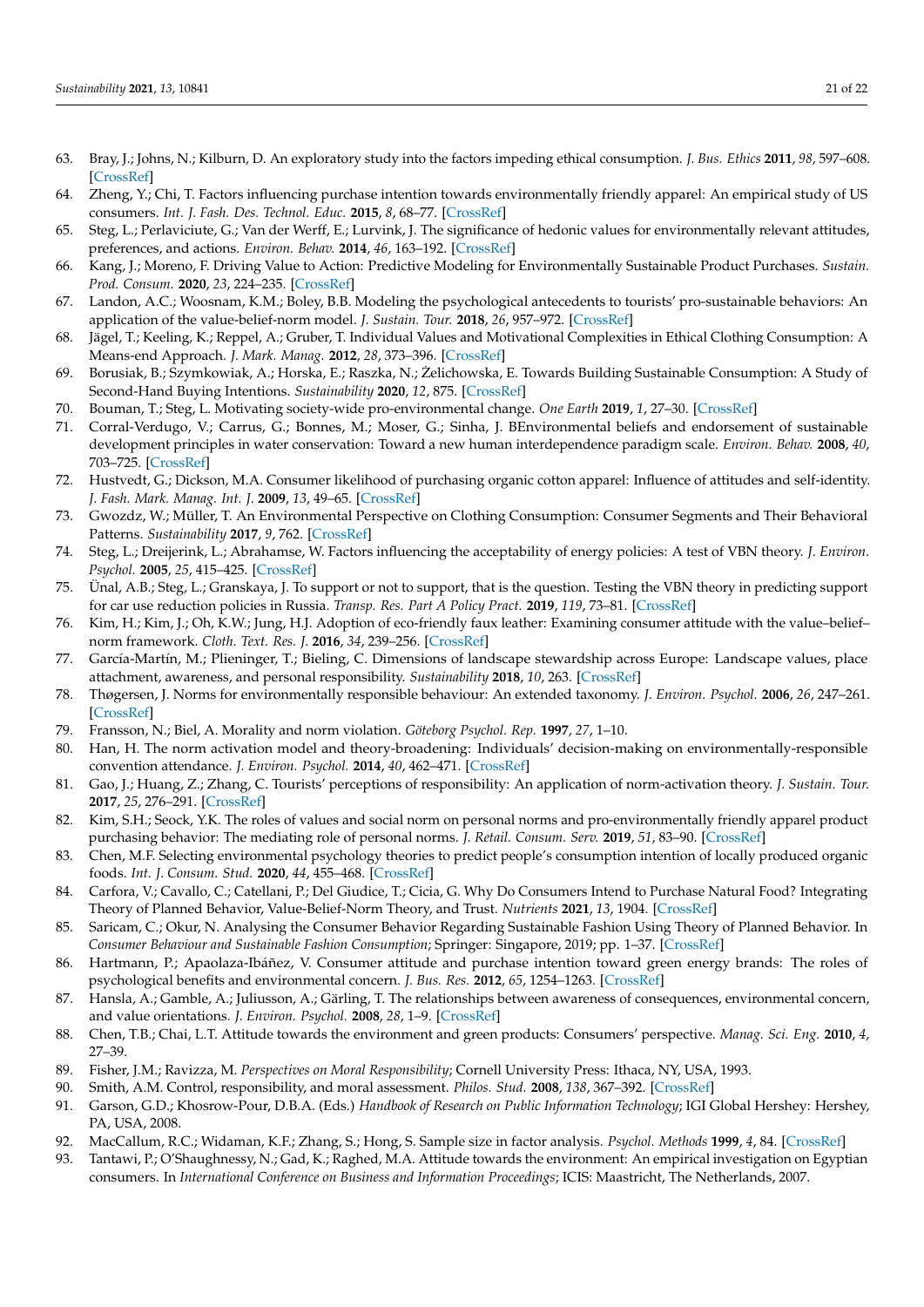63. Bray, J.; Johns, N.; Kilburn, D. An exploratory study into the factors impeding ethical consumption. *J. Bus. Ethics* **2011**, *98*, 597–608. [CrossRef]
64. Zheng, Y.; Chi, T. Factors influencing purchase intention towards environmentally friendly apparel: An empirical study of US consumers. *Int. J. Fash. Des. Technol. Educ.* **2015**, *8*, 68–77. [CrossRef]
65. Steg, L.; Perlaviciute, G.; Van der Werff, E.; Lurvink, J. The significance of hedonic values for environmentally relevant attitudes, preferences, and actions. *Environ. Behav.* **2014**, *46*, 163–192. [CrossRef]
66. Kang, J.; Moreno, F. Driving Value to Action: Predictive Modeling for Environmentally Sustainable Product Purchases. *Sustain. Prod. Consum.* **2020**, *23*, 224–235. [CrossRef]
67. Landon, A.C.; Woosnam, K.M.; Boley, B.B. Modeling the psychological antecedents to tourists' pro-sustainable behaviors: An application of the value-belief-norm model. *J. Sustain. Tour.* **2018**, *26*, 957–972. [CrossRef]
68. Jägel, T.; Keeling, K.; Reppel, A.; Gruber, T. Individual Values and Motivational Complexities in Ethical Clothing Consumption: A Means-end Approach. *J. Mark. Manag.* **2012**, *28*, 373–396. [CrossRef]
69. Borusiak, B.; Szymkowiak, A.; Horska, E.; Raszka, N.; Żelichowska, E. Towards Building Sustainable Consumption: A Study of Second-Hand Buying Intentions. *Sustainability* **2020**, *12*, 875. [CrossRef]
70. Bouman, T.; Steg, L. Motivating society-wide pro-environmental change. *One Earth* **2019**, *1*, 27–30. [CrossRef]
71. Corral-Verdugo, V.; Carrus, G.; Bonnes, M.; Moser, G.; Sinha, J. BEnvironmental beliefs and endorsement of sustainable development principles in water conservation: Toward a new human interdependence paradigm scale. *Environ. Behav.* **2008**, *40*, 703–725. [CrossRef]
72. Hustvedt, G.; Dickson, M.A. Consumer likelihood of purchasing organic cotton apparel: Influence of attitudes and self-identity. *J. Fash. Mark. Manag. Int. J.* **2009**, *13*, 49–65. [CrossRef]
73. Gwozdz, W.; Müller, T. An Environmental Perspective on Clothing Consumption: Consumer Segments and Their Behavioral Patterns. *Sustainability* **2017**, *9*, 762. [CrossRef]
74. Steg, L.; Dreijerink, L.; Abrahamse, W. Factors influencing the acceptability of energy policies: A test of VBN theory. *J. Environ. Psychol.* **2005**, *25*, 415–425. [CrossRef]
75. Ünal, A.B.; Steg, L.; Granskaya, J. To support or not to support, that is the question. Testing the VBN theory in predicting support for car use reduction policies in Russia. *Transp. Res. Part A Policy Pract.* **2019**, *119*, 73–81. [CrossRef]
76. Kim, H.; Kim, J.; Oh, K.W.; Jung, H.J. Adoption of eco-friendly faux leather: Examining consumer attitude with the value–belief–norm framework. *Cloth. Text. Res. J.* **2016**, *34*, 239–256. [CrossRef]
77. García-Martín, M.; Plieninger, T.; Bieling, C. Dimensions of landscape stewardship across Europe: Landscape values, place attachment, awareness, and personal responsibility. *Sustainability* **2018**, *10*, 263. [CrossRef]
78. Thøgersen, J. Norms for environmentally responsible behaviour: An extended taxonomy. *J. Environ. Psychol.* **2006**, *26*, 247–261. [CrossRef]
79. Fransson, N.; Biel, A. Morality and norm violation. *Göteborg Psychol. Rep.* **1997**, *27*, 1–10.
80. Han, H. The norm activation model and theory-broadening: Individuals' decision-making on environmentally-responsible convention attendance. *J. Environ. Psychol.* **2014**, *40*, 462–471. [CrossRef]
81. Gao, J.; Huang, Z.; Zhang, C. Tourists' perceptions of responsibility: An application of norm-activation theory. *J. Sustain. Tour.* **2017**, *25*, 276–291. [CrossRef]
82. Kim, S.H.; Seock, Y.K. The roles of values and social norm on personal norms and pro-environmentally friendly apparel product purchasing behavior: The mediating role of personal norms. *J. Retail. Consum. Serv.* **2019**, *51*, 83–90. [CrossRef]
83. Chen, M.F. Selecting environmental psychology theories to predict people's consumption intention of locally produced organic foods. *Int. J. Consum. Stud.* **2020**, *44*, 455–468. [CrossRef]
84. Carfora, V.; Cavallo, C.; Catellani, P.; Del Giudice, T.; Cicia, G. Why Do Consumers Intend to Purchase Natural Food? Integrating Theory of Planned Behavior, Value-Belief-Norm Theory, and Trust. *Nutrients* **2021**, *13*, 1904. [CrossRef]
85. Saricam, C.; Okur, N. Analysing the Consumer Behavior Regarding Sustainable Fashion Using Theory of Planned Behavior. In *Consumer Behaviour and Sustainable Fashion Consumption*; Springer: Singapore, 2019; pp. 1–37. [CrossRef]
86. Hartmann, P.; Apaolaza-Ibáñez, V. Consumer attitude and purchase intention toward green energy brands: The roles of psychological benefits and environmental concern. *J. Bus. Res.* **2012**, *65*, 1254–1263. [CrossRef]
87. Hansla, A.; Gamble, A.; Juliusson, A.; Gärling, T. The relationships between awareness of consequences, environmental concern, and value orientations. *J. Environ. Psychol.* **2008**, *28*, 1–9. [CrossRef]
88. Chen, T.B.; Chai, L.T. Attitude towards the environment and green products: Consumers' perspective. *Manag. Sci. Eng.* **2010**, *4*, 27–39.
89. Fisher, J.M.; Ravizza, M. *Perspectives on Moral Responsibility*; Cornell University Press: Ithaca, NY, USA, 1993.
90. Smith, A.M. Control, responsibility, and moral assessment. *Philos. Stud.* **2008**, *138*, 367–392. [CrossRef]
91. Garson, G.D.; Khosrow-Pour, D.B.A. (Eds.) *Handbook of Research on Public Information Technology*; IGI Global Hershey: Hershey, PA, USA, 2008.
92. MacCallum, R.C.; Widaman, K.F.; Zhang, S.; Hong, S. Sample size in factor analysis. *Psychol. Methods* **1999**, *4*, 84. [CrossRef]
93. Tantawi, P.; O'Shaughnessy, N.; Gad, K.; Raghed, M.A. Attitude towards the environment: An empirical investigation on Egyptian consumers. In *International Conference on Business and Information Proceedings*; ICIS: Maastricht, The Netherlands, 2007.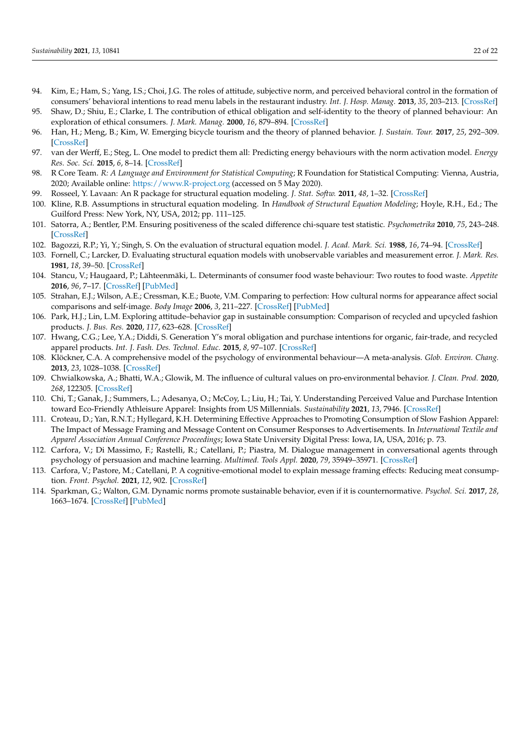94. Kim, E.; Ham, S.; Yang, I.S.; Choi, J.G. The roles of attitude, subjective norm, and perceived behavioral control in the formation of consumers' behavioral intentions to read menu labels in the restaurant industry. *Int. J. Hosp. Manag.* **2013**, *35*, 203–213. [CrossRef]
95. Shaw, D.; Shiu, E.; Clarke, I. The contribution of ethical obligation and self-identity to the theory of planned behaviour: An exploration of ethical consumers. *J. Mark. Manag.* **2000**, *16*, 879–894. [CrossRef]
96. Han, H.; Meng, B.; Kim, W. Emerging bicycle tourism and the theory of planned behavior. *J. Sustain. Tour.* **2017**, *25*, 292–309. [CrossRef]
97. van der Werff, E.; Steg, L. One model to predict them all: Predicting energy behaviours with the norm activation model. *Energy Res. Soc. Sci.* **2015**, *6*, 8–14. [CrossRef]
98. R Core Team. *R: A Language and Environment for Statistical Computing*; R Foundation for Statistical Computing: Vienna, Austria, 2020; Available online: https://www.R-project.org (accessed on 5 May 2020).
99. Rosseel, Y. Lavaan: An R package for structural equation modeling. *J. Stat. Softw.* **2011**, *48*, 1–32. [CrossRef]
100. Kline, R.B. Assumptions in structural equation modeling. In *Handbook of Structural Equation Modeling*; Hoyle, R.H., Ed.; The Guilford Press: New York, NY, USA, 2012; pp. 111–125.
101. Satorra, A.; Bentler, P.M. Ensuring positiveness of the scaled difference chi-square test statistic. *Psychometrika* **2010**, *75*, 243–248. [CrossRef]
102. Bagozzi, R.P.; Yi, Y.; Singh, S. On the evaluation of structural equation model. *J. Acad. Mark. Sci.* **1988**, *16*, 74–94. [CrossRef]
103. Fornell, C.; Larcker, D. Evaluating structural equation models with unobservable variables and measurement error. *J. Mark. Res.* **1981**, *18*, 39–50. [CrossRef]
104. Stancu, V.; Haugaard, P.; Lähteenmäki, L. Determinants of consumer food waste behaviour: Two routes to food waste. *Appetite* **2016**, *96*, 7–17. [CrossRef] [PubMed]
105. Strahan, E.J.; Wilson, A.E.; Cressman, K.E.; Buote, V.M. Comparing to perfection: How cultural norms for appearance affect social comparisons and self-image. *Body Image* **2006**, *3*, 211–227. [CrossRef] [PubMed]
106. Park, H.J.; Lin, L.M. Exploring attitude–behavior gap in sustainable consumption: Comparison of recycled and upcycled fashion products. *J. Bus. Res.* **2020**, *117*, 623–628. [CrossRef]
107. Hwang, C.G.; Lee, Y.A.; Diddi, S. Generation Y's moral obligation and purchase intentions for organic, fair-trade, and recycled apparel products. *Int. J. Fash. Des. Technol. Educ.* **2015**, *8*, 97–107. [CrossRef]
108. Klöckner, C.A. A comprehensive model of the psychology of environmental behaviour—A meta-analysis. *Glob. Environ. Chang.* **2013**, *23*, 1028–1038. [CrossRef]
109. Chwialkowska, A.; Bhatti, W.A.; Glowik, M. The influence of cultural values on pro-environmental behavior. *J. Clean. Prod.* **2020**, *268*, 122305. [CrossRef]
110. Chi, T.; Ganak, J.; Summers, L.; Adesanya, O.; McCoy, L.; Liu, H.; Tai, Y. Understanding Perceived Value and Purchase Intention toward Eco-Friendly Athleisure Apparel: Insights from US Millennials. *Sustainability* **2021**, *13*, 7946. [CrossRef]
111. Croteau, D.; Yan, R.N.T.; Hyllegard, K.H. Determining Effective Approaches to Promoting Consumption of Slow Fashion Apparel: The Impact of Message Framing and Message Content on Consumer Responses to Advertisements. In *International Textile and Apparel Association Annual Conference Proceedings*; Iowa State University Digital Press: Iowa, IA, USA, 2016; p. 73.
112. Carfora, V.; Di Massimo, F.; Rastelli, R.; Catellani, P.; Piastra, M. Dialogue management in conversational agents through psychology of persuasion and machine learning. *Multimed. Tools Appl.* **2020**, *79*, 35949–35971. [CrossRef]
113. Carfora, V.; Pastore, M.; Catellani, P. A cognitive-emotional model to explain message framing effects: Reducing meat consumption. *Front. Psychol.* **2021**, *12*, 902. [CrossRef]
114. Sparkman, G.; Walton, G.M. Dynamic norms promote sustainable behavior, even if it is counternormative. *Psychol. Sci.* **2017**, *28*, 1663–1674. [CrossRef] [PubMed]